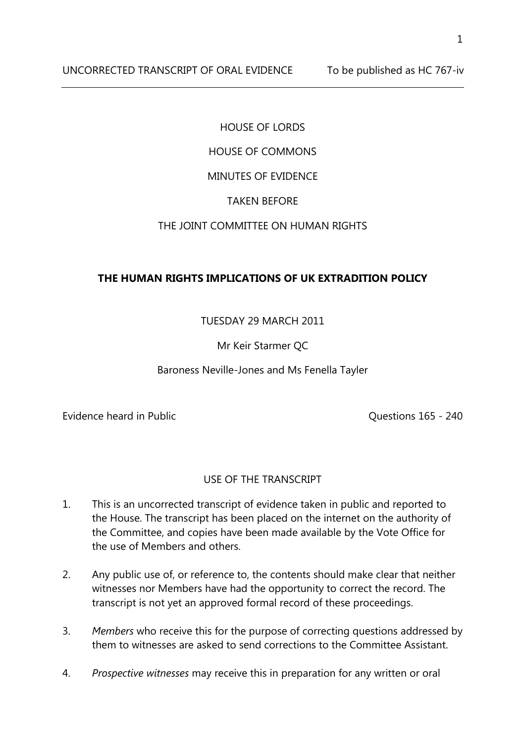UNCORRECTED TRANSCRIPT OF ORAL EVIDENCE    To be published as HC 767-iv

---

HOUSE OF LORDS

HOUSE OF COMMONS

MINUTES OF EVIDENCE

TAKEN BEFORE

THE JOINT COMMITTEE ON HUMAN RIGHTS

**THE HUMAN RIGHTS IMPLICATIONS OF UK EXTRADITION POLICY**

TUESDAY 29 MARCH 2011

Mr Keir Starmer QC

Baroness Neville-Jones and Ms Fenella Tayler

Evidence heard in Public    Questions 165 - 240

USE OF THE TRANSCRIPT

1. This is an uncorrected transcript of evidence taken in public and reported to the House. The transcript has been placed on the internet on the authority of the Committee, and copies have been made available by the Vote Office for the use of Members and others.

2. Any public use of, or reference to, the contents should make clear that neither witnesses nor Members have had the opportunity to correct the record. The transcript is not yet an approved formal record of these proceedings.

3. *Members* who receive this for the purpose of correcting questions addressed by them to witnesses are asked to send corrections to the Committee Assistant.

4. *Prospective witnesses* may receive this in preparation for any written or oral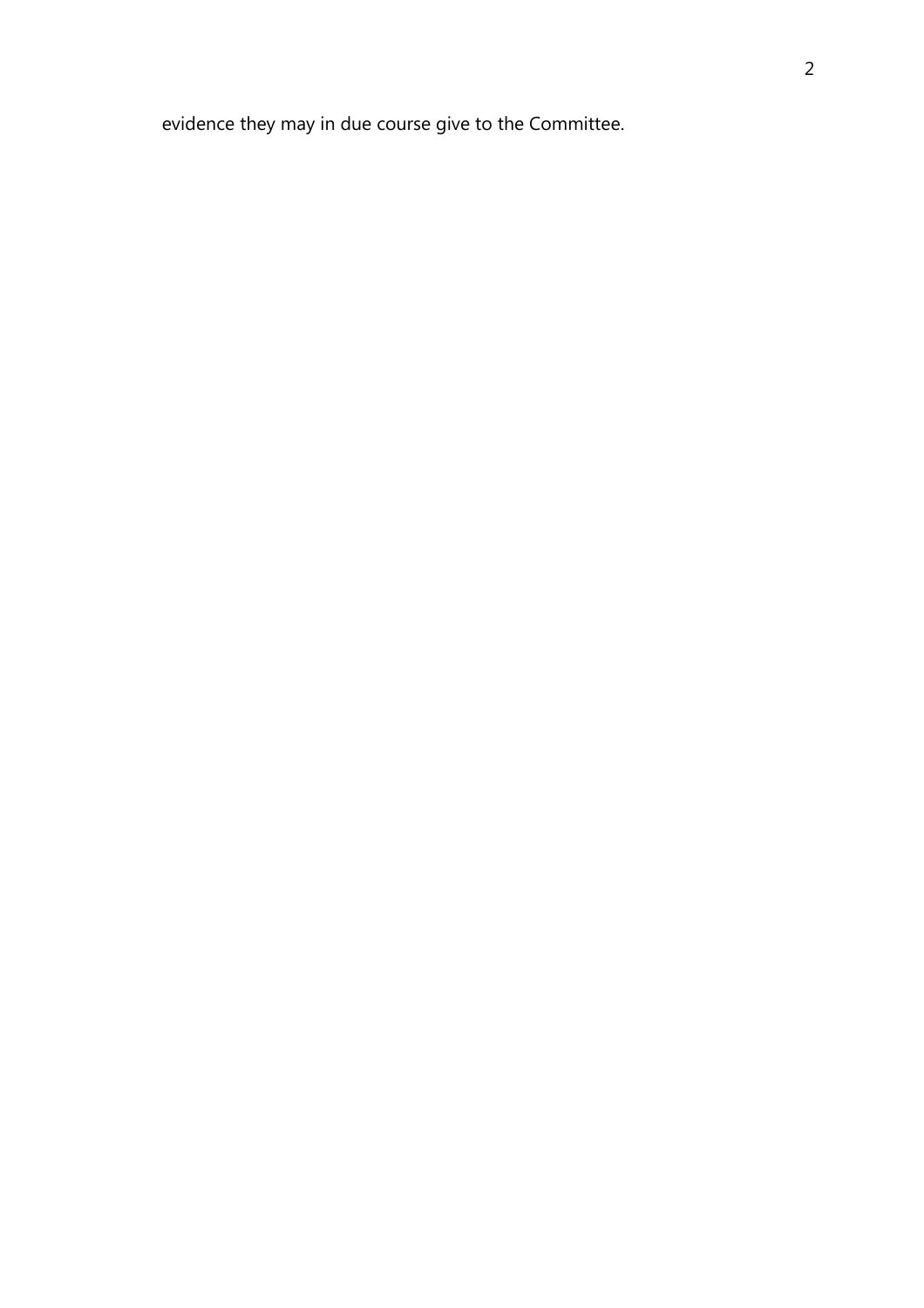evidence they may in due course give to the Committee.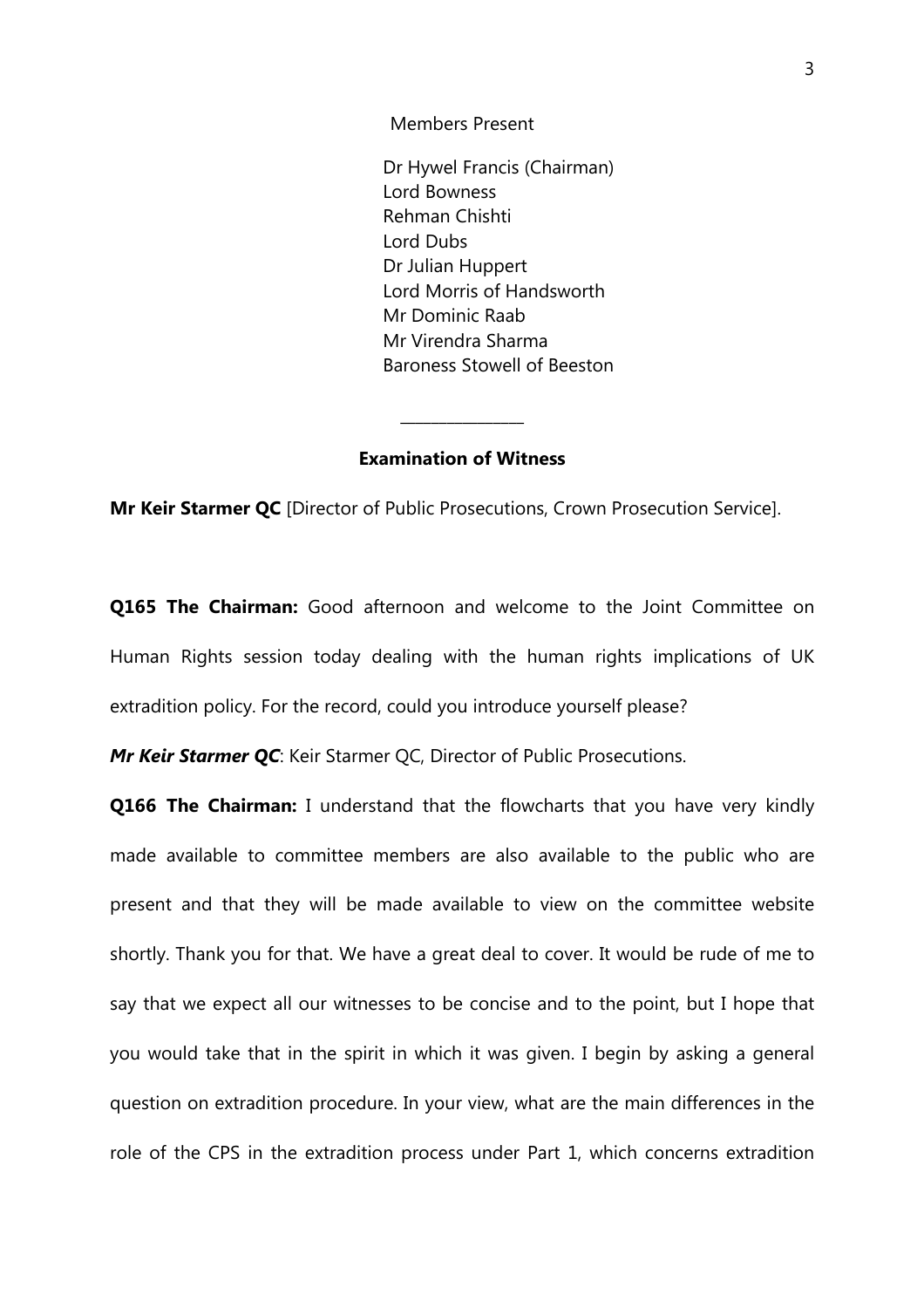Members Present

Dr Hywel Francis (Chairman)
Lord Bowness
Rehman Chishti
Lord Dubs
Dr Julian Huppert
Lord Morris of Handsworth
Mr Dominic Raab
Mr Virendra Sharma
Baroness Stowell of Beeston

________________

**Examination of Witness**

**Mr Keir Starmer QC** [Director of Public Prosecutions, Crown Prosecution Service].

**Q165 The Chairman:** Good afternoon and welcome to the Joint Committee on Human Rights session today dealing with the human rights implications of UK extradition policy. For the record, could you introduce yourself please?

***Mr Keir Starmer QC***: Keir Starmer QC, Director of Public Prosecutions.

**Q166 The Chairman:** I understand that the flowcharts that you have very kindly made available to committee members are also available to the public who are present and that they will be made available to view on the committee website shortly. Thank you for that. We have a great deal to cover. It would be rude of me to say that we expect all our witnesses to be concise and to the point, but I hope that you would take that in the spirit in which it was given. I begin by asking a general question on extradition procedure. In your view, what are the main differences in the role of the CPS in the extradition process under Part 1, which concerns extradition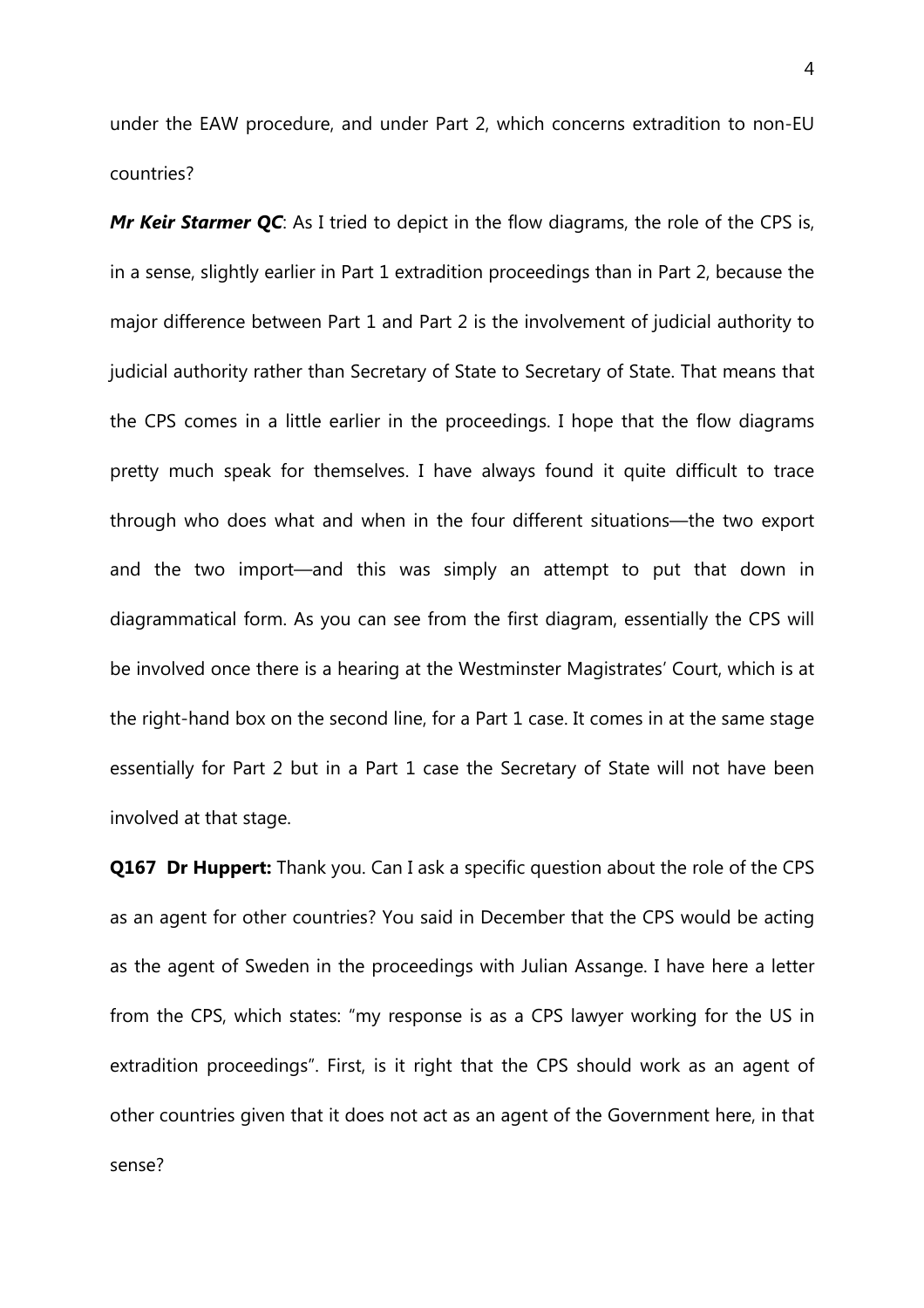under the EAW procedure, and under Part 2, which concerns extradition to non-EU countries?

***Mr Keir Starmer QC***: As I tried to depict in the flow diagrams, the role of the CPS is, in a sense, slightly earlier in Part 1 extradition proceedings than in Part 2, because the major difference between Part 1 and Part 2 is the involvement of judicial authority to judicial authority rather than Secretary of State to Secretary of State. That means that the CPS comes in a little earlier in the proceedings. I hope that the flow diagrams pretty much speak for themselves. I have always found it quite difficult to trace through who does what and when in the four different situations—the two export and the two import—and this was simply an attempt to put that down in diagrammatical form. As you can see from the first diagram, essentially the CPS will be involved once there is a hearing at the Westminster Magistrates' Court, which is at the right-hand box on the second line, for a Part 1 case. It comes in at the same stage essentially for Part 2 but in a Part 1 case the Secretary of State will not have been involved at that stage.

**Q167 Dr Huppert:** Thank you. Can I ask a specific question about the role of the CPS as an agent for other countries? You said in December that the CPS would be acting as the agent of Sweden in the proceedings with Julian Assange. I have here a letter from the CPS, which states: "my response is as a CPS lawyer working for the US in extradition proceedings". First, is it right that the CPS should work as an agent of other countries given that it does not act as an agent of the Government here, in that sense?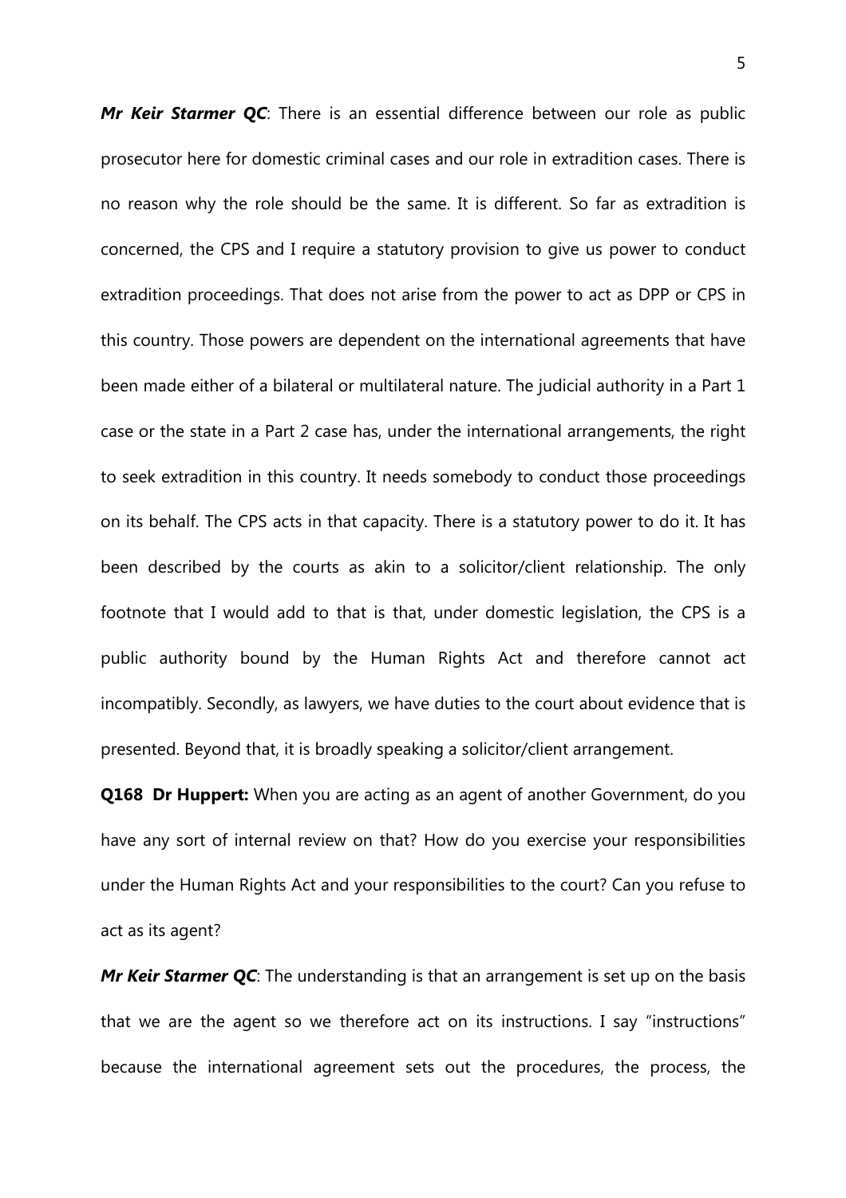***Mr Keir Starmer QC***: There is an essential difference between our role as public prosecutor here for domestic criminal cases and our role in extradition cases. There is no reason why the role should be the same. It is different. So far as extradition is concerned, the CPS and I require a statutory provision to give us power to conduct extradition proceedings. That does not arise from the power to act as DPP or CPS in this country. Those powers are dependent on the international agreements that have been made either of a bilateral or multilateral nature. The judicial authority in a Part 1 case or the state in a Part 2 case has, under the international arrangements, the right to seek extradition in this country. It needs somebody to conduct those proceedings on its behalf. The CPS acts in that capacity. There is a statutory power to do it. It has been described by the courts as akin to a solicitor/client relationship. The only footnote that I would add to that is that, under domestic legislation, the CPS is a public authority bound by the Human Rights Act and therefore cannot act incompatibly. Secondly, as lawyers, we have duties to the court about evidence that is presented. Beyond that, it is broadly speaking a solicitor/client arrangement.

**Q168 Dr Huppert:** When you are acting as an agent of another Government, do you have any sort of internal review on that? How do you exercise your responsibilities under the Human Rights Act and your responsibilities to the court? Can you refuse to act as its agent?

***Mr Keir Starmer QC***: The understanding is that an arrangement is set up on the basis that we are the agent so we therefore act on its instructions. I say "instructions" because the international agreement sets out the procedures, the process, the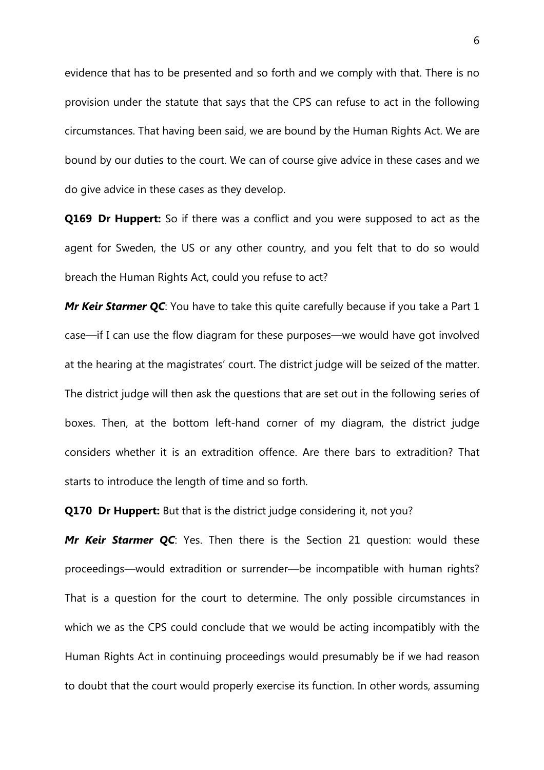evidence that has to be presented and so forth and we comply with that. There is no provision under the statute that says that the CPS can refuse to act in the following circumstances. That having been said, we are bound by the Human Rights Act. We are bound by our duties to the court. We can of course give advice in these cases and we do give advice in these cases as they develop.

**Q169 Dr Huppert:** So if there was a conflict and you were supposed to act as the agent for Sweden, the US or any other country, and you felt that to do so would breach the Human Rights Act, could you refuse to act?

***Mr Keir Starmer QC***: You have to take this quite carefully because if you take a Part 1 case—if I can use the flow diagram for these purposes—we would have got involved at the hearing at the magistrates' court. The district judge will be seized of the matter. The district judge will then ask the questions that are set out in the following series of boxes. Then, at the bottom left-hand corner of my diagram, the district judge considers whether it is an extradition offence. Are there bars to extradition? That starts to introduce the length of time and so forth.

**Q170 Dr Huppert:** But that is the district judge considering it, not you?

***Mr Keir Starmer QC***: Yes. Then there is the Section 21 question: would these proceedings—would extradition or surrender—be incompatible with human rights? That is a question for the court to determine. The only possible circumstances in which we as the CPS could conclude that we would be acting incompatibly with the Human Rights Act in continuing proceedings would presumably be if we had reason to doubt that the court would properly exercise its function. In other words, assuming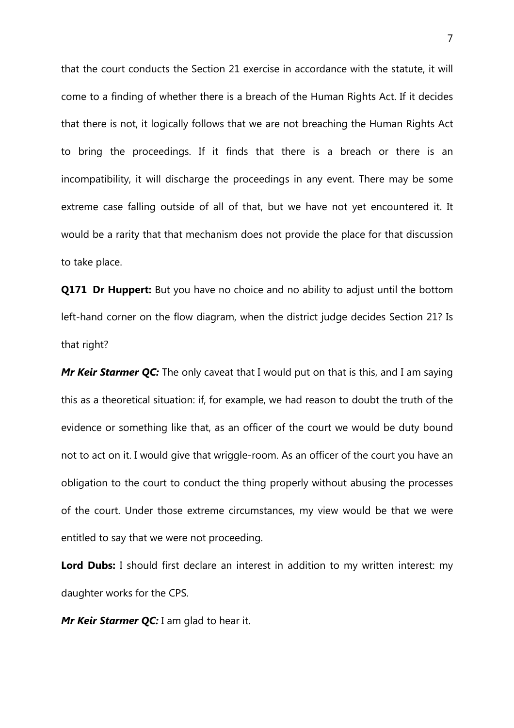that the court conducts the Section 21 exercise in accordance with the statute, it will come to a finding of whether there is a breach of the Human Rights Act. If it decides that there is not, it logically follows that we are not breaching the Human Rights Act to bring the proceedings. If it finds that there is a breach or there is an incompatibility, it will discharge the proceedings in any event. There may be some extreme case falling outside of all of that, but we have not yet encountered it. It would be a rarity that that mechanism does not provide the place for that discussion to take place.

**Q171 Dr Huppert:** But you have no choice and no ability to adjust until the bottom left-hand corner on the flow diagram, when the district judge decides Section 21? Is that right?

***Mr Keir Starmer QC:*** The only caveat that I would put on that is this, and I am saying this as a theoretical situation: if, for example, we had reason to doubt the truth of the evidence or something like that, as an officer of the court we would be duty bound not to act on it. I would give that wriggle-room. As an officer of the court you have an obligation to the court to conduct the thing properly without abusing the processes of the court. Under those extreme circumstances, my view would be that we were entitled to say that we were not proceeding.

**Lord Dubs:** I should first declare an interest in addition to my written interest: my daughter works for the CPS.

***Mr Keir Starmer QC:*** I am glad to hear it.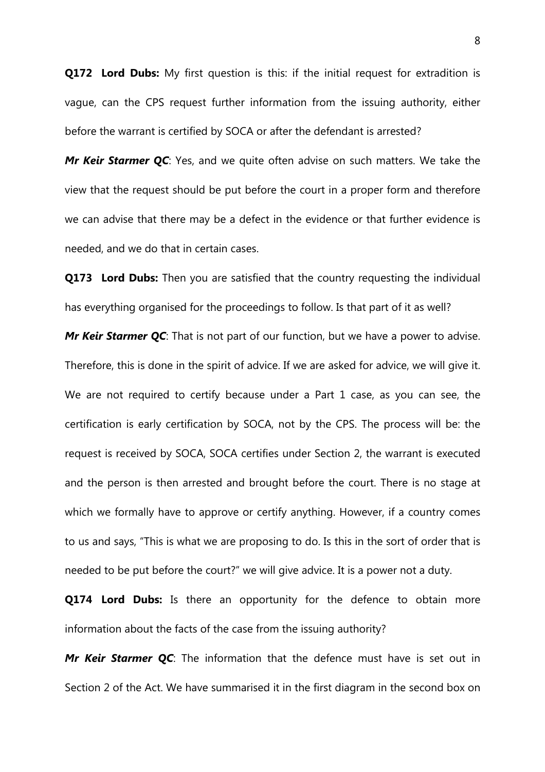**Q172 Lord Dubs:** My first question is this: if the initial request for extradition is vague, can the CPS request further information from the issuing authority, either before the warrant is certified by SOCA or after the defendant is arrested?

***Mr Keir Starmer QC***: Yes, and we quite often advise on such matters. We take the view that the request should be put before the court in a proper form and therefore we can advise that there may be a defect in the evidence or that further evidence is needed, and we do that in certain cases.

**Q173 Lord Dubs:** Then you are satisfied that the country requesting the individual has everything organised for the proceedings to follow. Is that part of it as well?

***Mr Keir Starmer QC***: That is not part of our function, but we have a power to advise. Therefore, this is done in the spirit of advice. If we are asked for advice, we will give it. We are not required to certify because under a Part 1 case, as you can see, the certification is early certification by SOCA, not by the CPS. The process will be: the request is received by SOCA, SOCA certifies under Section 2, the warrant is executed and the person is then arrested and brought before the court. There is no stage at which we formally have to approve or certify anything. However, if a country comes to us and says, "This is what we are proposing to do. Is this in the sort of order that is needed to be put before the court?" we will give advice. It is a power not a duty.

**Q174 Lord Dubs:** Is there an opportunity for the defence to obtain more information about the facts of the case from the issuing authority?

***Mr Keir Starmer QC***: The information that the defence must have is set out in Section 2 of the Act. We have summarised it in the first diagram in the second box on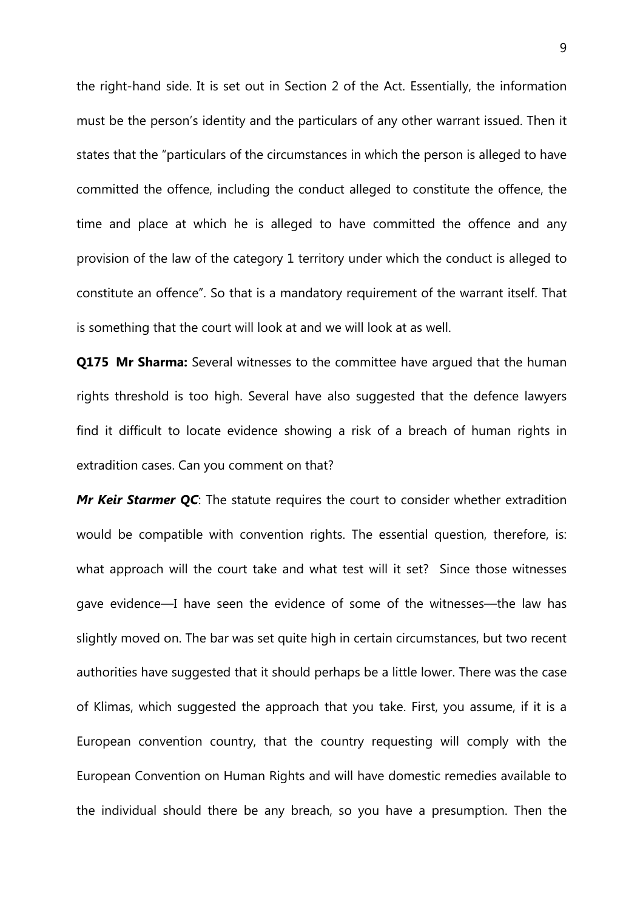the right-hand side. It is set out in Section 2 of the Act. Essentially, the information must be the person's identity and the particulars of any other warrant issued. Then it states that the "particulars of the circumstances in which the person is alleged to have committed the offence, including the conduct alleged to constitute the offence, the time and place at which he is alleged to have committed the offence and any provision of the law of the category 1 territory under which the conduct is alleged to constitute an offence". So that is a mandatory requirement of the warrant itself. That is something that the court will look at and we will look at as well.

**Q175 Mr Sharma:** Several witnesses to the committee have argued that the human rights threshold is too high. Several have also suggested that the defence lawyers find it difficult to locate evidence showing a risk of a breach of human rights in extradition cases. Can you comment on that?

***Mr Keir Starmer QC***: The statute requires the court to consider whether extradition would be compatible with convention rights. The essential question, therefore, is: what approach will the court take and what test will it set? Since those witnesses gave evidence—I have seen the evidence of some of the witnesses—the law has slightly moved on. The bar was set quite high in certain circumstances, but two recent authorities have suggested that it should perhaps be a little lower. There was the case of Klimas, which suggested the approach that you take. First, you assume, if it is a European convention country, that the country requesting will comply with the European Convention on Human Rights and will have domestic remedies available to the individual should there be any breach, so you have a presumption. Then the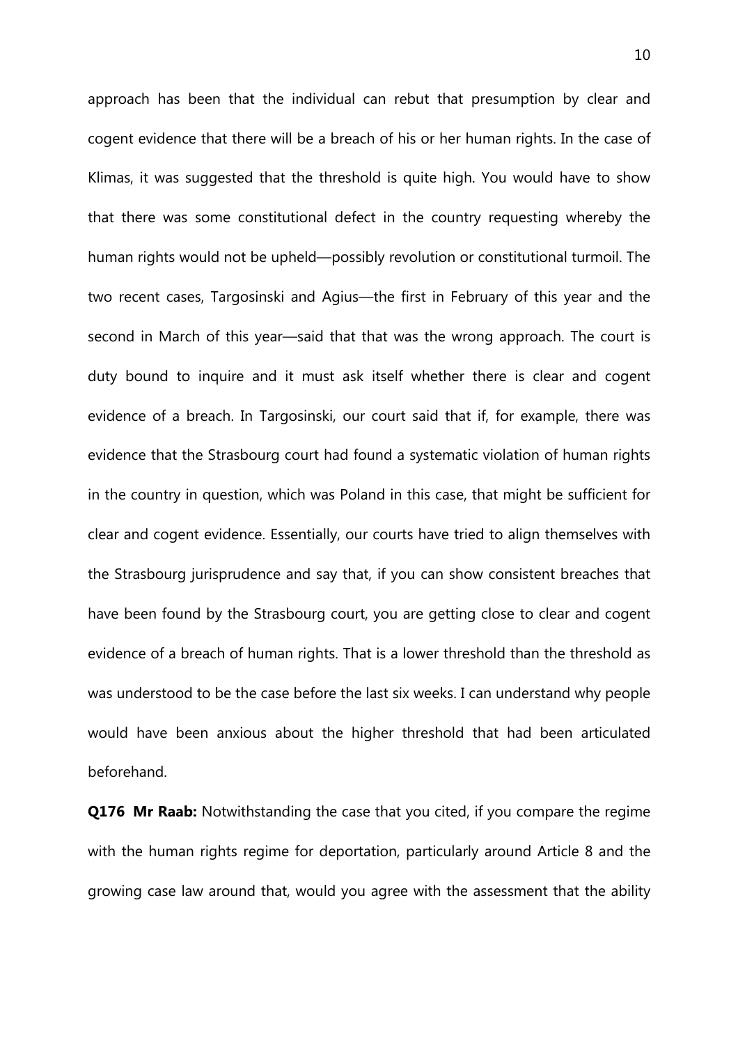approach has been that the individual can rebut that presumption by clear and cogent evidence that there will be a breach of his or her human rights. In the case of Klimas, it was suggested that the threshold is quite high. You would have to show that there was some constitutional defect in the country requesting whereby the human rights would not be upheld—possibly revolution or constitutional turmoil. The two recent cases, Targosinski and Agius—the first in February of this year and the second in March of this year—said that that was the wrong approach. The court is duty bound to inquire and it must ask itself whether there is clear and cogent evidence of a breach. In Targosinski, our court said that if, for example, there was evidence that the Strasbourg court had found a systematic violation of human rights in the country in question, which was Poland in this case, that might be sufficient for clear and cogent evidence. Essentially, our courts have tried to align themselves with the Strasbourg jurisprudence and say that, if you can show consistent breaches that have been found by the Strasbourg court, you are getting close to clear and cogent evidence of a breach of human rights. That is a lower threshold than the threshold as was understood to be the case before the last six weeks. I can understand why people would have been anxious about the higher threshold that had been articulated beforehand.

**Q176 Mr Raab:** Notwithstanding the case that you cited, if you compare the regime with the human rights regime for deportation, particularly around Article 8 and the growing case law around that, would you agree with the assessment that the ability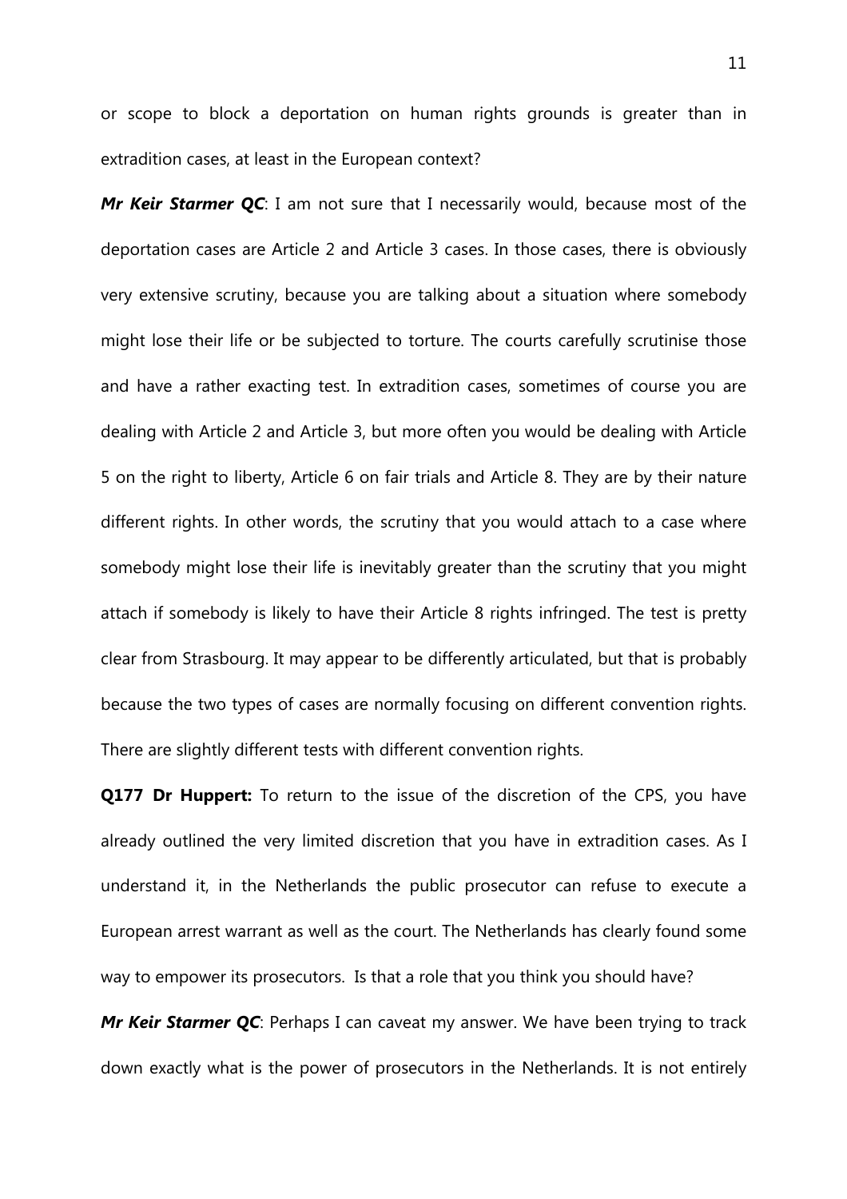or scope to block a deportation on human rights grounds is greater than in extradition cases, at least in the European context?

***Mr Keir Starmer QC***: I am not sure that I necessarily would, because most of the deportation cases are Article 2 and Article 3 cases. In those cases, there is obviously very extensive scrutiny, because you are talking about a situation where somebody might lose their life or be subjected to torture. The courts carefully scrutinise those and have a rather exacting test. In extradition cases, sometimes of course you are dealing with Article 2 and Article 3, but more often you would be dealing with Article 5 on the right to liberty, Article 6 on fair trials and Article 8. They are by their nature different rights. In other words, the scrutiny that you would attach to a case where somebody might lose their life is inevitably greater than the scrutiny that you might attach if somebody is likely to have their Article 8 rights infringed. The test is pretty clear from Strasbourg. It may appear to be differently articulated, but that is probably because the two types of cases are normally focusing on different convention rights. There are slightly different tests with different convention rights.

**Q177 Dr Huppert:** To return to the issue of the discretion of the CPS, you have already outlined the very limited discretion that you have in extradition cases. As I understand it, in the Netherlands the public prosecutor can refuse to execute a European arrest warrant as well as the court. The Netherlands has clearly found some way to empower its prosecutors. Is that a role that you think you should have?

***Mr Keir Starmer QC***: Perhaps I can caveat my answer. We have been trying to track down exactly what is the power of prosecutors in the Netherlands. It is not entirely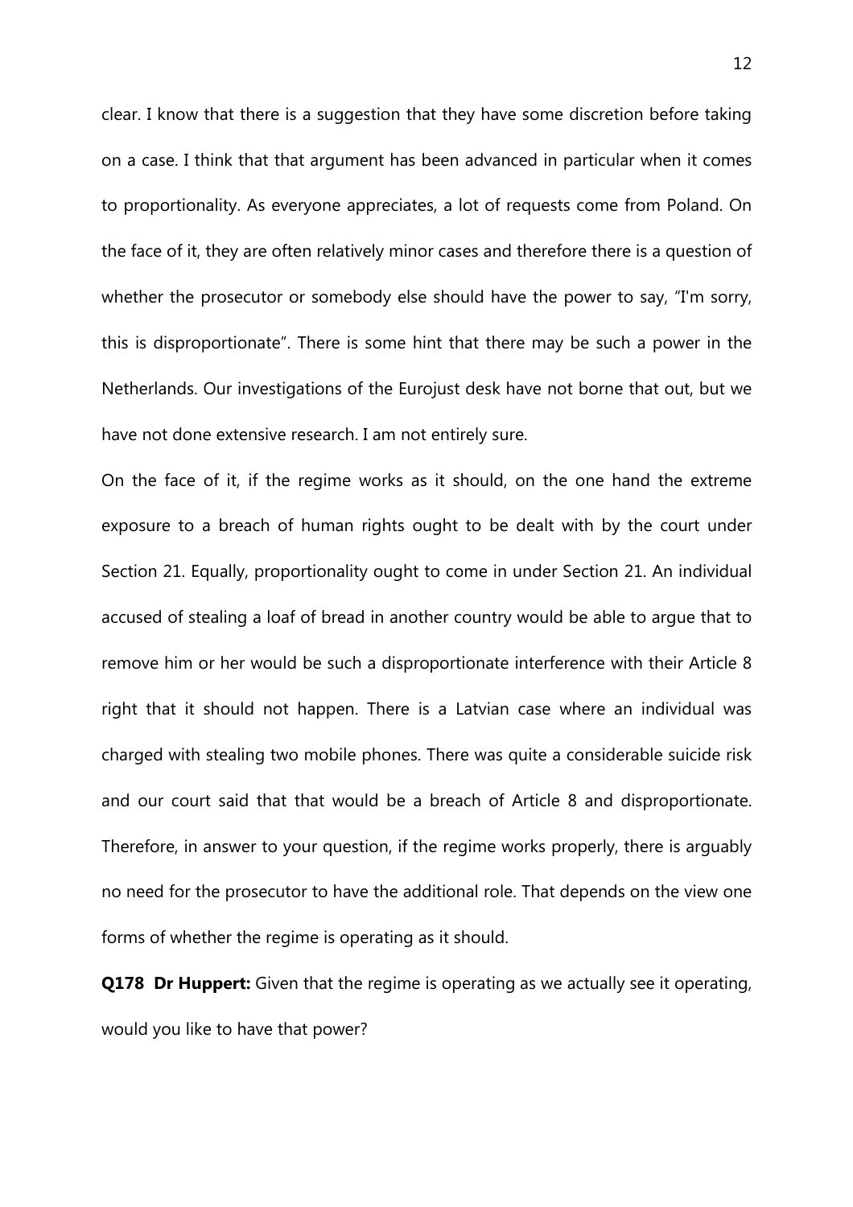clear. I know that there is a suggestion that they have some discretion before taking on a case. I think that that argument has been advanced in particular when it comes to proportionality. As everyone appreciates, a lot of requests come from Poland. On the face of it, they are often relatively minor cases and therefore there is a question of whether the prosecutor or somebody else should have the power to say, "I'm sorry, this is disproportionate". There is some hint that there may be such a power in the Netherlands. Our investigations of the Eurojust desk have not borne that out, but we have not done extensive research. I am not entirely sure.

On the face of it, if the regime works as it should, on the one hand the extreme exposure to a breach of human rights ought to be dealt with by the court under Section 21. Equally, proportionality ought to come in under Section 21. An individual accused of stealing a loaf of bread in another country would be able to argue that to remove him or her would be such a disproportionate interference with their Article 8 right that it should not happen. There is a Latvian case where an individual was charged with stealing two mobile phones. There was quite a considerable suicide risk and our court said that that would be a breach of Article 8 and disproportionate. Therefore, in answer to your question, if the regime works properly, there is arguably no need for the prosecutor to have the additional role. That depends on the view one forms of whether the regime is operating as it should.

**Q178 Dr Huppert:** Given that the regime is operating as we actually see it operating, would you like to have that power?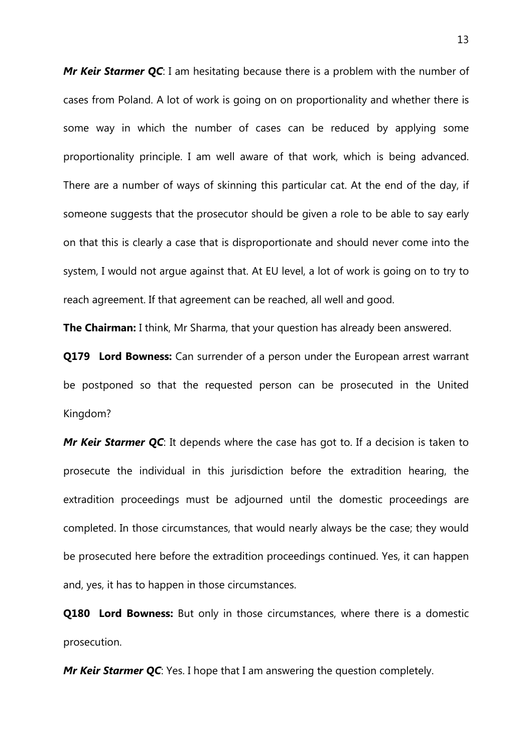***Mr Keir Starmer QC***: I am hesitating because there is a problem with the number of cases from Poland. A lot of work is going on on proportionality and whether there is some way in which the number of cases can be reduced by applying some proportionality principle. I am well aware of that work, which is being advanced. There are a number of ways of skinning this particular cat. At the end of the day, if someone suggests that the prosecutor should be given a role to be able to say early on that this is clearly a case that is disproportionate and should never come into the system, I would not argue against that. At EU level, a lot of work is going on to try to reach agreement. If that agreement can be reached, all well and good.

**The Chairman:** I think, Mr Sharma, that your question has already been answered.

**Q179 Lord Bowness:** Can surrender of a person under the European arrest warrant be postponed so that the requested person can be prosecuted in the United Kingdom?

***Mr Keir Starmer QC***: It depends where the case has got to. If a decision is taken to prosecute the individual in this jurisdiction before the extradition hearing, the extradition proceedings must be adjourned until the domestic proceedings are completed. In those circumstances, that would nearly always be the case; they would be prosecuted here before the extradition proceedings continued. Yes, it can happen and, yes, it has to happen in those circumstances.

**Q180 Lord Bowness:** But only in those circumstances, where there is a domestic prosecution.

***Mr Keir Starmer QC***: Yes. I hope that I am answering the question completely.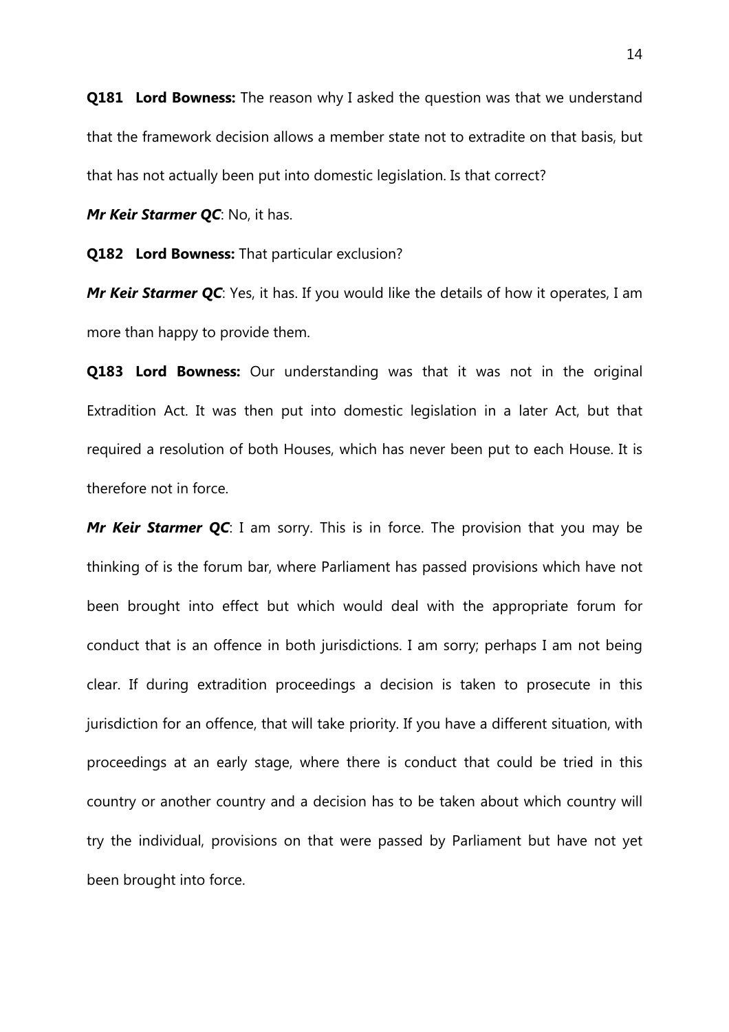**Q181 Lord Bowness:** The reason why I asked the question was that we understand that the framework decision allows a member state not to extradite on that basis, but that has not actually been put into domestic legislation. Is that correct?

***Mr Keir Starmer QC***: No, it has.

**Q182 Lord Bowness:** That particular exclusion?

***Mr Keir Starmer QC***: Yes, it has. If you would like the details of how it operates, I am more than happy to provide them.

**Q183 Lord Bowness:** Our understanding was that it was not in the original Extradition Act. It was then put into domestic legislation in a later Act, but that required a resolution of both Houses, which has never been put to each House. It is therefore not in force.

***Mr Keir Starmer QC***: I am sorry. This is in force. The provision that you may be thinking of is the forum bar, where Parliament has passed provisions which have not been brought into effect but which would deal with the appropriate forum for conduct that is an offence in both jurisdictions. I am sorry; perhaps I am not being clear. If during extradition proceedings a decision is taken to prosecute in this jurisdiction for an offence, that will take priority. If you have a different situation, with proceedings at an early stage, where there is conduct that could be tried in this country or another country and a decision has to be taken about which country will try the individual, provisions on that were passed by Parliament but have not yet been brought into force.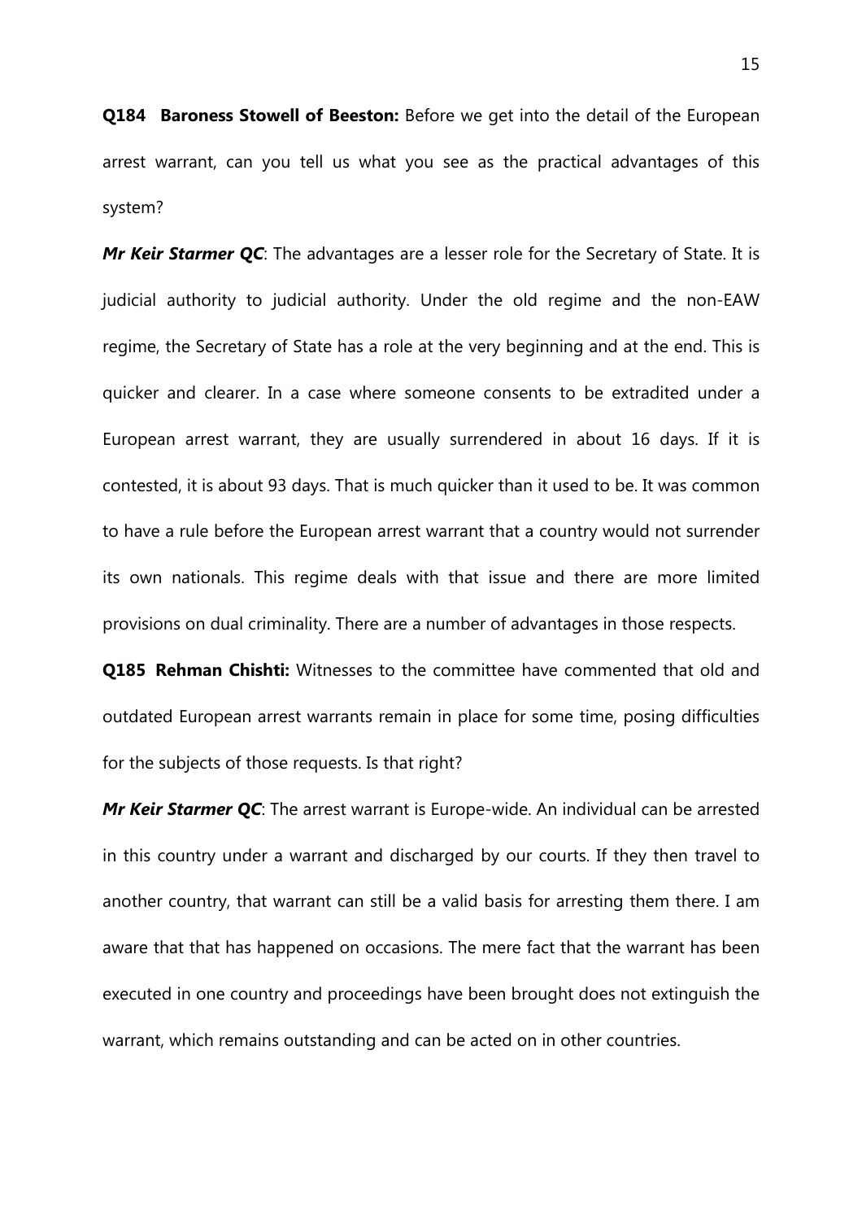**Q184 Baroness Stowell of Beeston:** Before we get into the detail of the European arrest warrant, can you tell us what you see as the practical advantages of this system?

***Mr Keir Starmer QC***: The advantages are a lesser role for the Secretary of State. It is judicial authority to judicial authority. Under the old regime and the non-EAW regime, the Secretary of State has a role at the very beginning and at the end. This is quicker and clearer. In a case where someone consents to be extradited under a European arrest warrant, they are usually surrendered in about 16 days. If it is contested, it is about 93 days. That is much quicker than it used to be. It was common to have a rule before the European arrest warrant that a country would not surrender its own nationals. This regime deals with that issue and there are more limited provisions on dual criminality. There are a number of advantages in those respects.

**Q185 Rehman Chishti:** Witnesses to the committee have commented that old and outdated European arrest warrants remain in place for some time, posing difficulties for the subjects of those requests. Is that right?

***Mr Keir Starmer QC***: The arrest warrant is Europe-wide. An individual can be arrested in this country under a warrant and discharged by our courts. If they then travel to another country, that warrant can still be a valid basis for arresting them there. I am aware that that has happened on occasions. The mere fact that the warrant has been executed in one country and proceedings have been brought does not extinguish the warrant, which remains outstanding and can be acted on in other countries.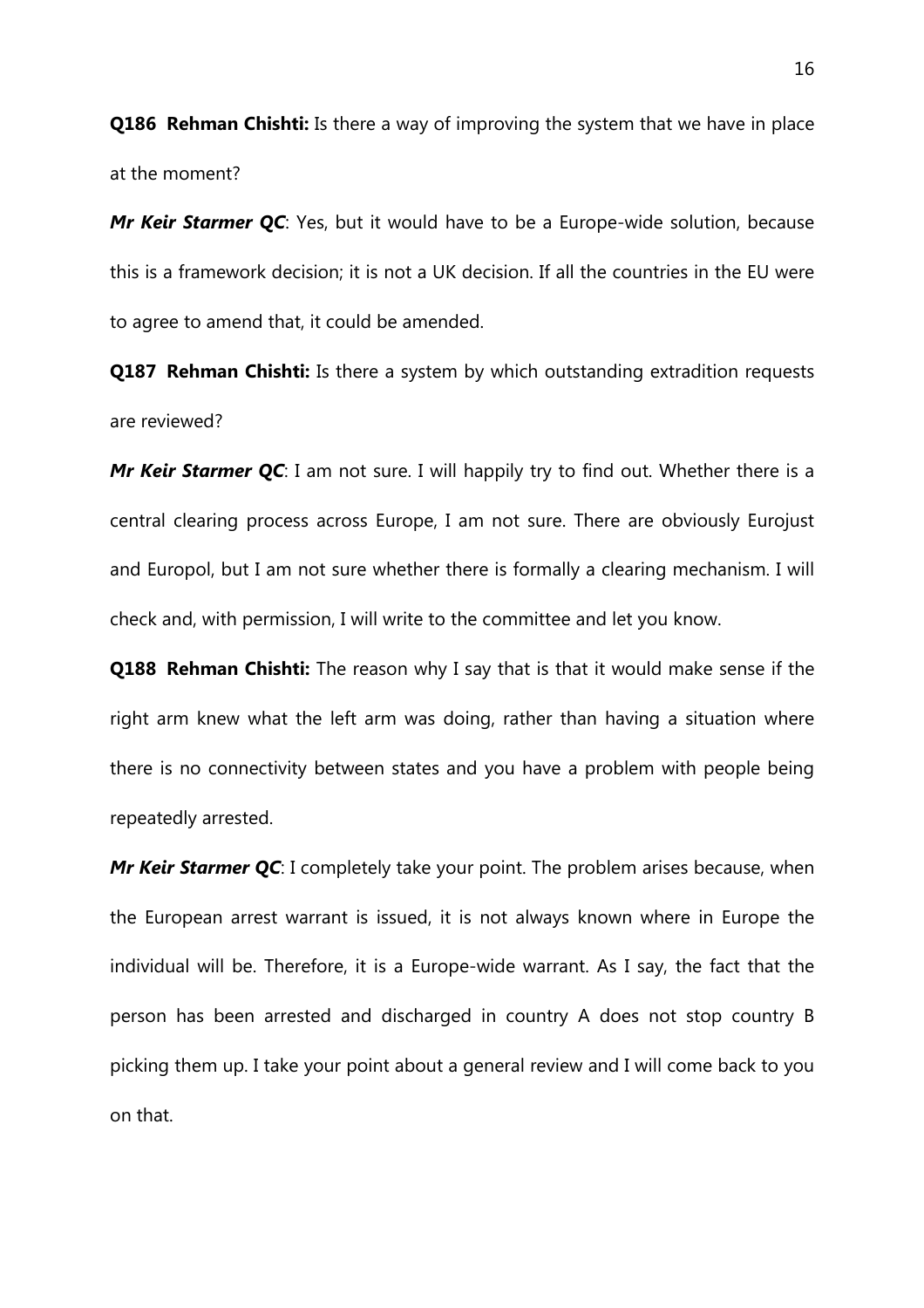**Q186 Rehman Chishti:** Is there a way of improving the system that we have in place at the moment?

***Mr Keir Starmer QC***: Yes, but it would have to be a Europe-wide solution, because this is a framework decision; it is not a UK decision. If all the countries in the EU were to agree to amend that, it could be amended.

**Q187 Rehman Chishti:** Is there a system by which outstanding extradition requests are reviewed?

***Mr Keir Starmer QC***: I am not sure. I will happily try to find out. Whether there is a central clearing process across Europe, I am not sure. There are obviously Eurojust and Europol, but I am not sure whether there is formally a clearing mechanism. I will check and, with permission, I will write to the committee and let you know.

**Q188 Rehman Chishti:** The reason why I say that is that it would make sense if the right arm knew what the left arm was doing, rather than having a situation where there is no connectivity between states and you have a problem with people being repeatedly arrested.

***Mr Keir Starmer QC***: I completely take your point. The problem arises because, when the European arrest warrant is issued, it is not always known where in Europe the individual will be. Therefore, it is a Europe-wide warrant. As I say, the fact that the person has been arrested and discharged in country A does not stop country B picking them up. I take your point about a general review and I will come back to you on that.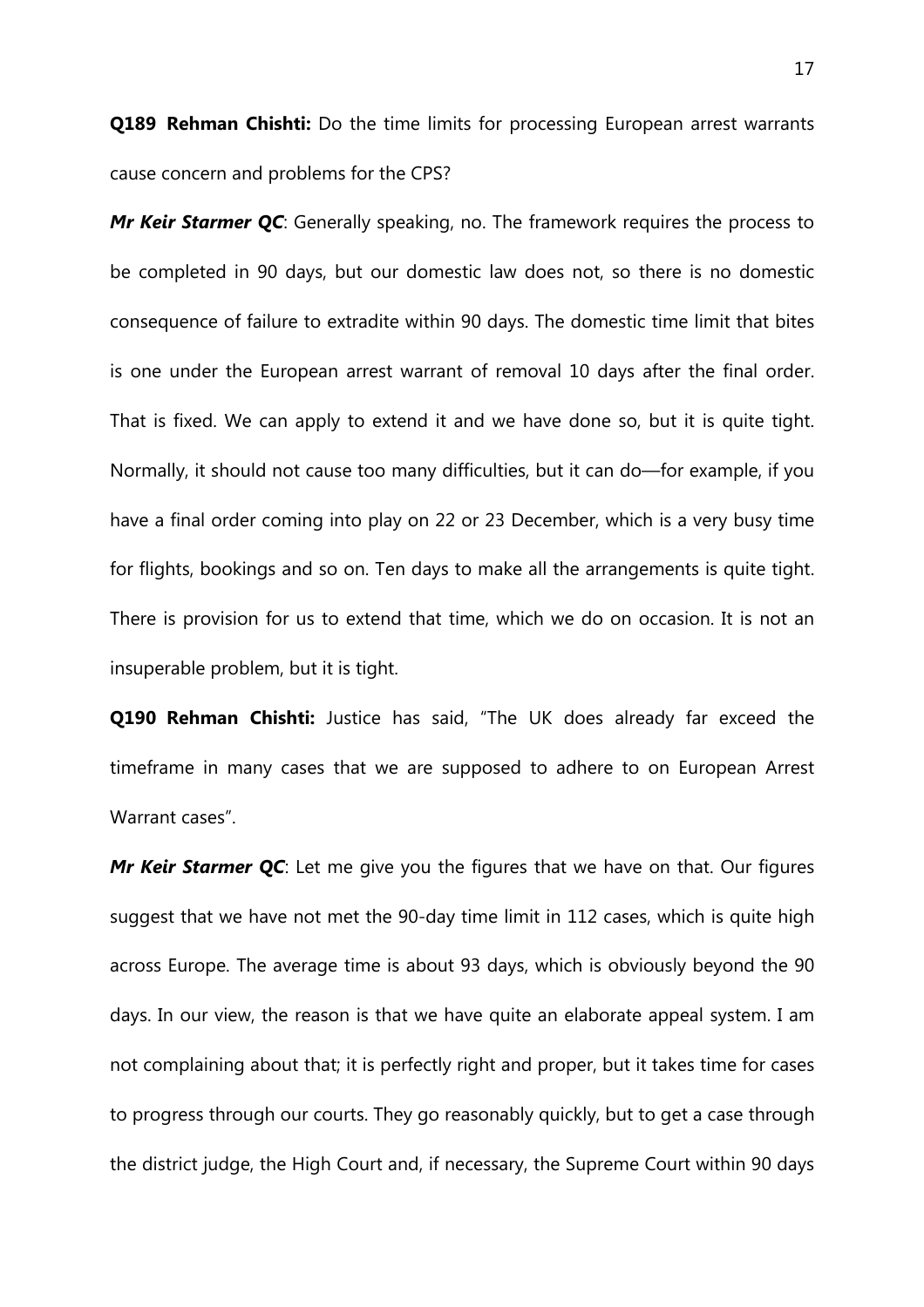**Q189 Rehman Chishti:** Do the time limits for processing European arrest warrants cause concern and problems for the CPS?

***Mr Keir Starmer QC***: Generally speaking, no. The framework requires the process to be completed in 90 days, but our domestic law does not, so there is no domestic consequence of failure to extradite within 90 days. The domestic time limit that bites is one under the European arrest warrant of removal 10 days after the final order. That is fixed. We can apply to extend it and we have done so, but it is quite tight. Normally, it should not cause too many difficulties, but it can do—for example, if you have a final order coming into play on 22 or 23 December, which is a very busy time for flights, bookings and so on. Ten days to make all the arrangements is quite tight. There is provision for us to extend that time, which we do on occasion. It is not an insuperable problem, but it is tight.

**Q190 Rehman Chishti:** Justice has said, "The UK does already far exceed the timeframe in many cases that we are supposed to adhere to on European Arrest Warrant cases".

***Mr Keir Starmer QC***: Let me give you the figures that we have on that. Our figures suggest that we have not met the 90-day time limit in 112 cases, which is quite high across Europe. The average time is about 93 days, which is obviously beyond the 90 days. In our view, the reason is that we have quite an elaborate appeal system. I am not complaining about that; it is perfectly right and proper, but it takes time for cases to progress through our courts. They go reasonably quickly, but to get a case through the district judge, the High Court and, if necessary, the Supreme Court within 90 days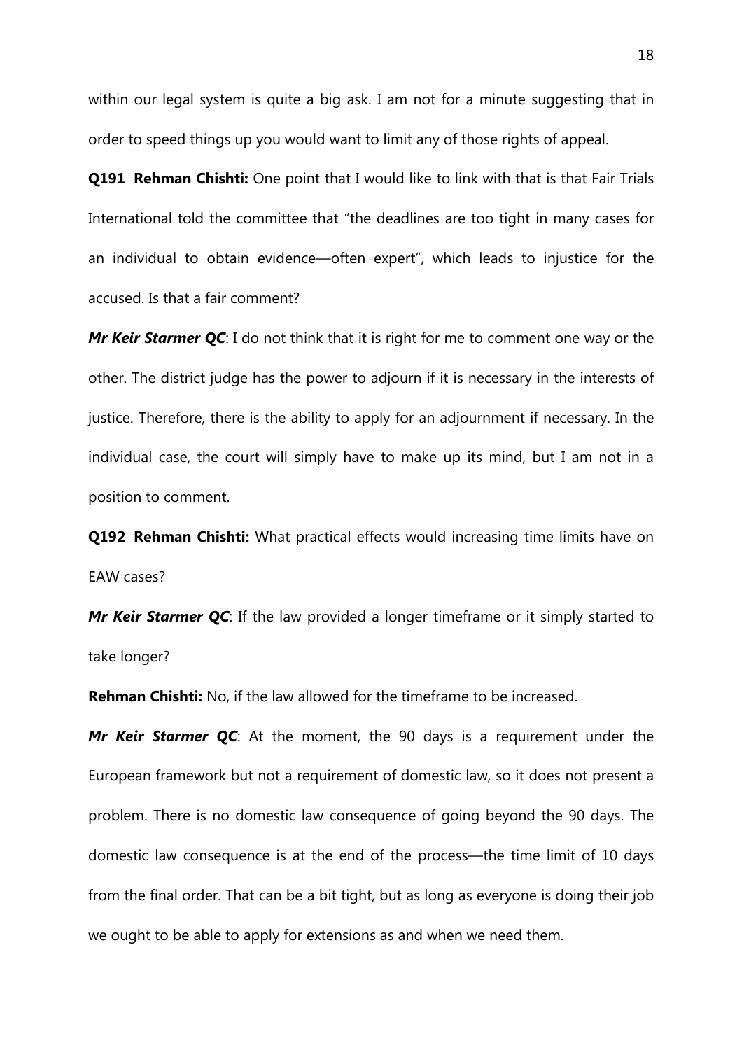within our legal system is quite a big ask. I am not for a minute suggesting that in order to speed things up you would want to limit any of those rights of appeal.

**Q191 Rehman Chishti:** One point that I would like to link with that is that Fair Trials International told the committee that "the deadlines are too tight in many cases for an individual to obtain evidence—often expert", which leads to injustice for the accused. Is that a fair comment?

***Mr Keir Starmer QC***: I do not think that it is right for me to comment one way or the other. The district judge has the power to adjourn if it is necessary in the interests of justice. Therefore, there is the ability to apply for an adjournment if necessary. In the individual case, the court will simply have to make up its mind, but I am not in a position to comment.

**Q192 Rehman Chishti:** What practical effects would increasing time limits have on EAW cases?

***Mr Keir Starmer QC***: If the law provided a longer timeframe or it simply started to take longer?

**Rehman Chishti:** No, if the law allowed for the timeframe to be increased.

***Mr Keir Starmer QC***: At the moment, the 90 days is a requirement under the European framework but not a requirement of domestic law, so it does not present a problem. There is no domestic law consequence of going beyond the 90 days. The domestic law consequence is at the end of the process—the time limit of 10 days from the final order. That can be a bit tight, but as long as everyone is doing their job we ought to be able to apply for extensions as and when we need them.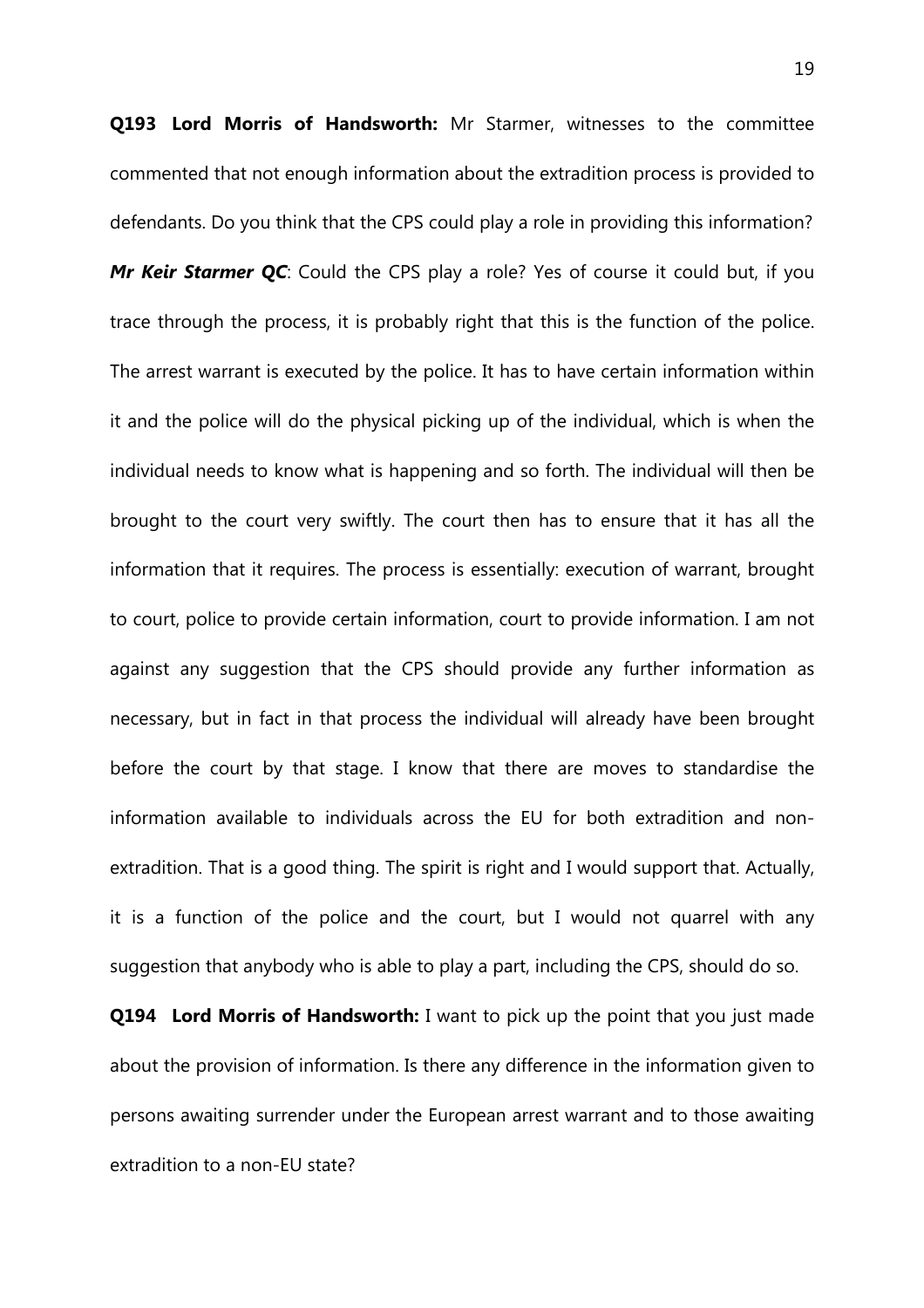**Q193 Lord Morris of Handsworth:** Mr Starmer, witnesses to the committee commented that not enough information about the extradition process is provided to defendants. Do you think that the CPS could play a role in providing this information?

***Mr Keir Starmer QC***: Could the CPS play a role? Yes of course it could but, if you trace through the process, it is probably right that this is the function of the police. The arrest warrant is executed by the police. It has to have certain information within it and the police will do the physical picking up of the individual, which is when the individual needs to know what is happening and so forth. The individual will then be brought to the court very swiftly. The court then has to ensure that it has all the information that it requires. The process is essentially: execution of warrant, brought to court, police to provide certain information, court to provide information. I am not against any suggestion that the CPS should provide any further information as necessary, but in fact in that process the individual will already have been brought before the court by that stage. I know that there are moves to standardise the information available to individuals across the EU for both extradition and non-extradition. That is a good thing. The spirit is right and I would support that. Actually, it is a function of the police and the court, but I would not quarrel with any suggestion that anybody who is able to play a part, including the CPS, should do so.

**Q194 Lord Morris of Handsworth:** I want to pick up the point that you just made about the provision of information. Is there any difference in the information given to persons awaiting surrender under the European arrest warrant and to those awaiting extradition to a non-EU state?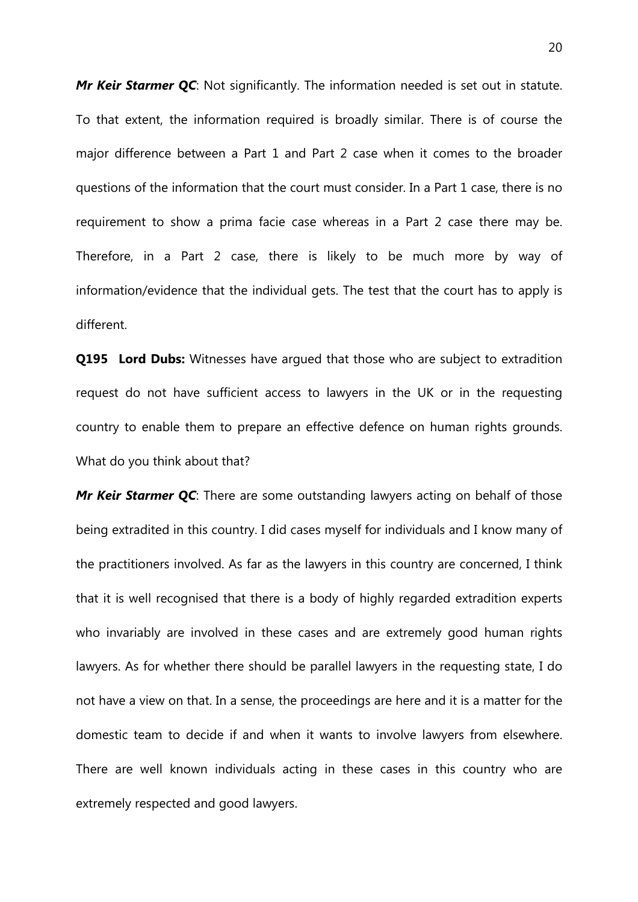***Mr Keir Starmer QC***: Not significantly. The information needed is set out in statute. To that extent, the information required is broadly similar. There is of course the major difference between a Part 1 and Part 2 case when it comes to the broader questions of the information that the court must consider. In a Part 1 case, there is no requirement to show a prima facie case whereas in a Part 2 case there may be. Therefore, in a Part 2 case, there is likely to be much more by way of information/evidence that the individual gets. The test that the court has to apply is different.

**Q195 Lord Dubs:** Witnesses have argued that those who are subject to extradition request do not have sufficient access to lawyers in the UK or in the requesting country to enable them to prepare an effective defence on human rights grounds. What do you think about that?

***Mr Keir Starmer QC***: There are some outstanding lawyers acting on behalf of those being extradited in this country. I did cases myself for individuals and I know many of the practitioners involved. As far as the lawyers in this country are concerned, I think that it is well recognised that there is a body of highly regarded extradition experts who invariably are involved in these cases and are extremely good human rights lawyers. As for whether there should be parallel lawyers in the requesting state, I do not have a view on that. In a sense, the proceedings are here and it is a matter for the domestic team to decide if and when it wants to involve lawyers from elsewhere. There are well known individuals acting in these cases in this country who are extremely respected and good lawyers.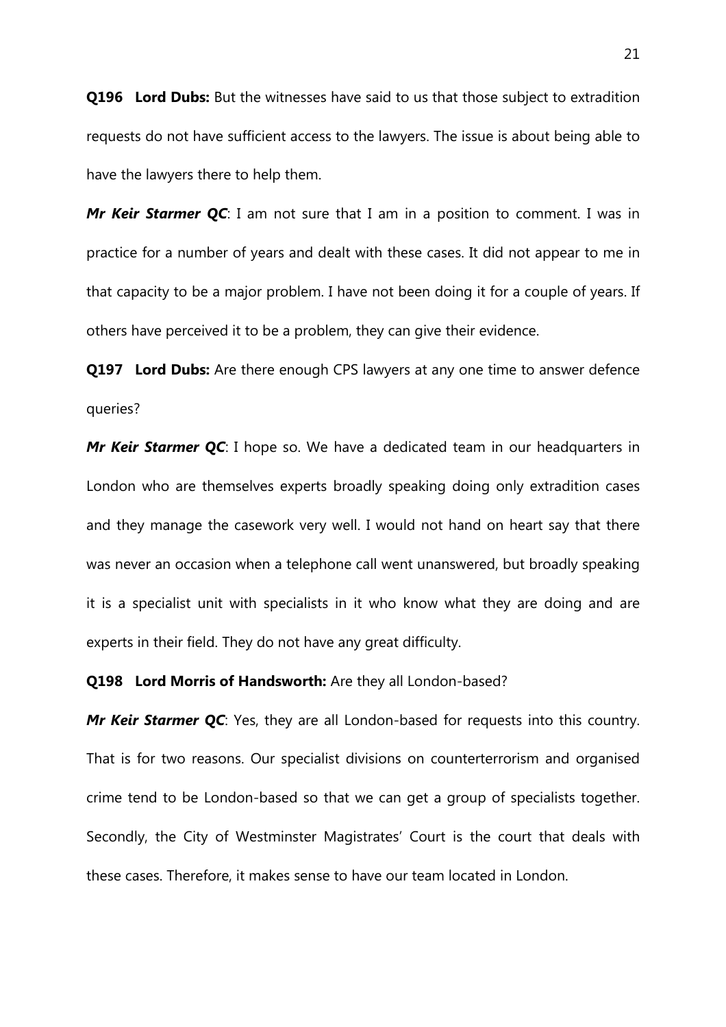**Q196 Lord Dubs:** But the witnesses have said to us that those subject to extradition requests do not have sufficient access to the lawyers. The issue is about being able to have the lawyers there to help them.

***Mr Keir Starmer QC***: I am not sure that I am in a position to comment. I was in practice for a number of years and dealt with these cases. It did not appear to me in that capacity to be a major problem. I have not been doing it for a couple of years. If others have perceived it to be a problem, they can give their evidence.

**Q197 Lord Dubs:** Are there enough CPS lawyers at any one time to answer defence queries?

***Mr Keir Starmer QC***: I hope so. We have a dedicated team in our headquarters in London who are themselves experts broadly speaking doing only extradition cases and they manage the casework very well. I would not hand on heart say that there was never an occasion when a telephone call went unanswered, but broadly speaking it is a specialist unit with specialists in it who know what they are doing and are experts in their field. They do not have any great difficulty.

**Q198 Lord Morris of Handsworth:** Are they all London-based?

***Mr Keir Starmer QC***: Yes, they are all London-based for requests into this country. That is for two reasons. Our specialist divisions on counterterrorism and organised crime tend to be London-based so that we can get a group of specialists together. Secondly, the City of Westminster Magistrates' Court is the court that deals with these cases. Therefore, it makes sense to have our team located in London.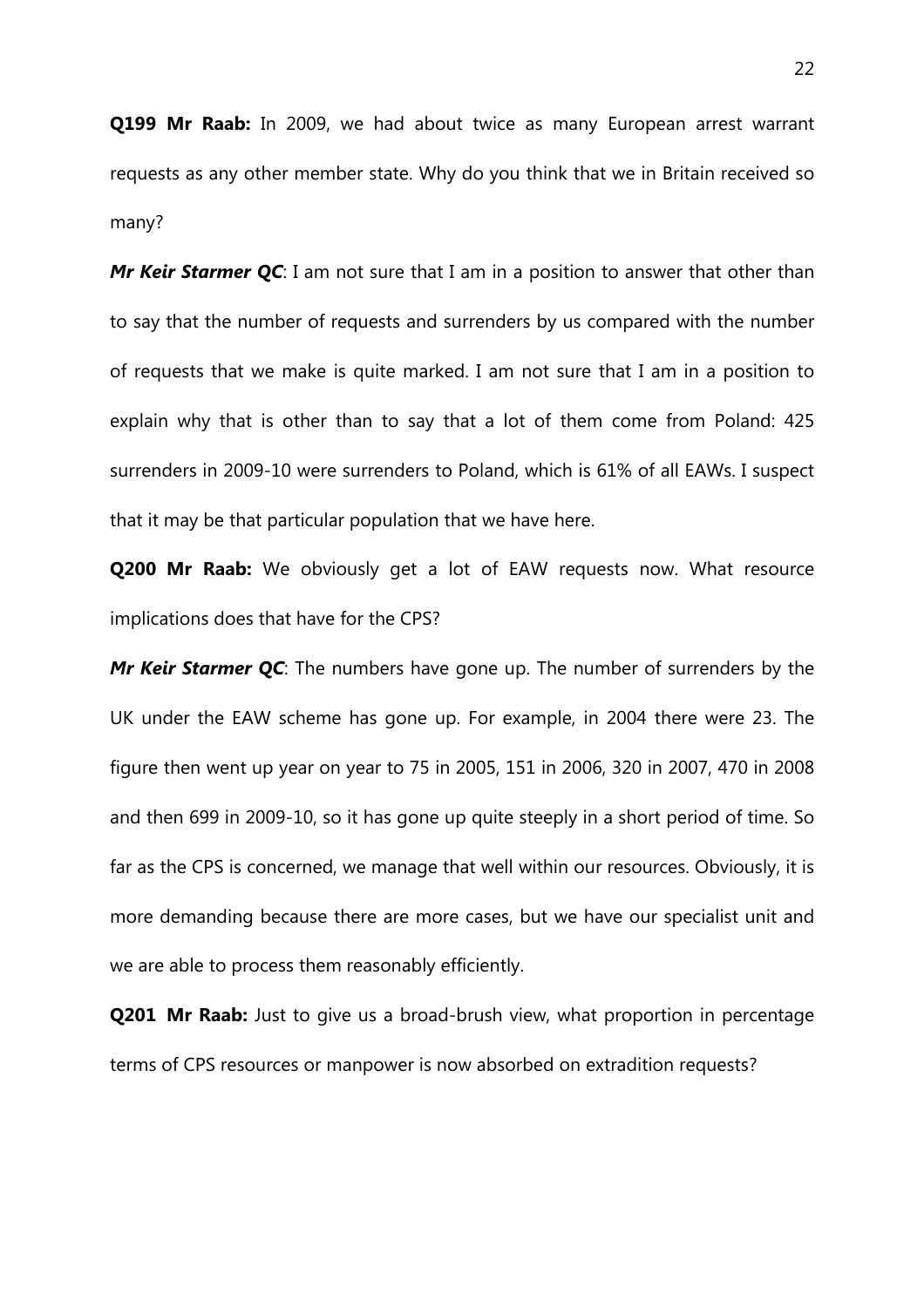**Q199 Mr Raab:** In 2009, we had about twice as many European arrest warrant requests as any other member state. Why do you think that we in Britain received so many?

***Mr Keir Starmer QC***: I am not sure that I am in a position to answer that other than to say that the number of requests and surrenders by us compared with the number of requests that we make is quite marked. I am not sure that I am in a position to explain why that is other than to say that a lot of them come from Poland: 425 surrenders in 2009-10 were surrenders to Poland, which is 61% of all EAWs. I suspect that it may be that particular population that we have here.

**Q200 Mr Raab:** We obviously get a lot of EAW requests now. What resource implications does that have for the CPS?

***Mr Keir Starmer QC***: The numbers have gone up. The number of surrenders by the UK under the EAW scheme has gone up. For example, in 2004 there were 23. The figure then went up year on year to 75 in 2005, 151 in 2006, 320 in 2007, 470 in 2008 and then 699 in 2009-10, so it has gone up quite steeply in a short period of time. So far as the CPS is concerned, we manage that well within our resources. Obviously, it is more demanding because there are more cases, but we have our specialist unit and we are able to process them reasonably efficiently.

**Q201 Mr Raab:** Just to give us a broad-brush view, what proportion in percentage terms of CPS resources or manpower is now absorbed on extradition requests?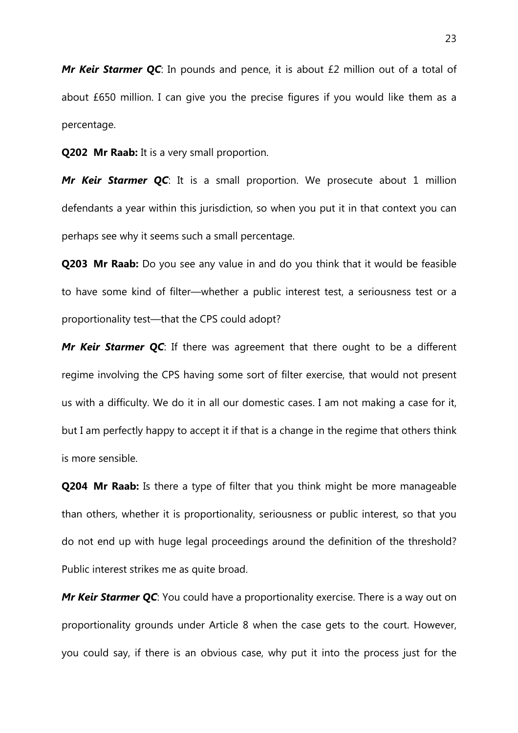***Mr Keir Starmer QC***: In pounds and pence, it is about £2 million out of a total of about £650 million. I can give you the precise figures if you would like them as a percentage.

**Q202 Mr Raab:** It is a very small proportion.

***Mr Keir Starmer QC***: It is a small proportion. We prosecute about 1 million defendants a year within this jurisdiction, so when you put it in that context you can perhaps see why it seems such a small percentage.

**Q203 Mr Raab:** Do you see any value in and do you think that it would be feasible to have some kind of filter—whether a public interest test, a seriousness test or a proportionality test—that the CPS could adopt?

***Mr Keir Starmer QC***: If there was agreement that there ought to be a different regime involving the CPS having some sort of filter exercise, that would not present us with a difficulty. We do it in all our domestic cases. I am not making a case for it, but I am perfectly happy to accept it if that is a change in the regime that others think is more sensible.

**Q204 Mr Raab:** Is there a type of filter that you think might be more manageable than others, whether it is proportionality, seriousness or public interest, so that you do not end up with huge legal proceedings around the definition of the threshold? Public interest strikes me as quite broad.

***Mr Keir Starmer QC***: You could have a proportionality exercise. There is a way out on proportionality grounds under Article 8 when the case gets to the court. However, you could say, if there is an obvious case, why put it into the process just for the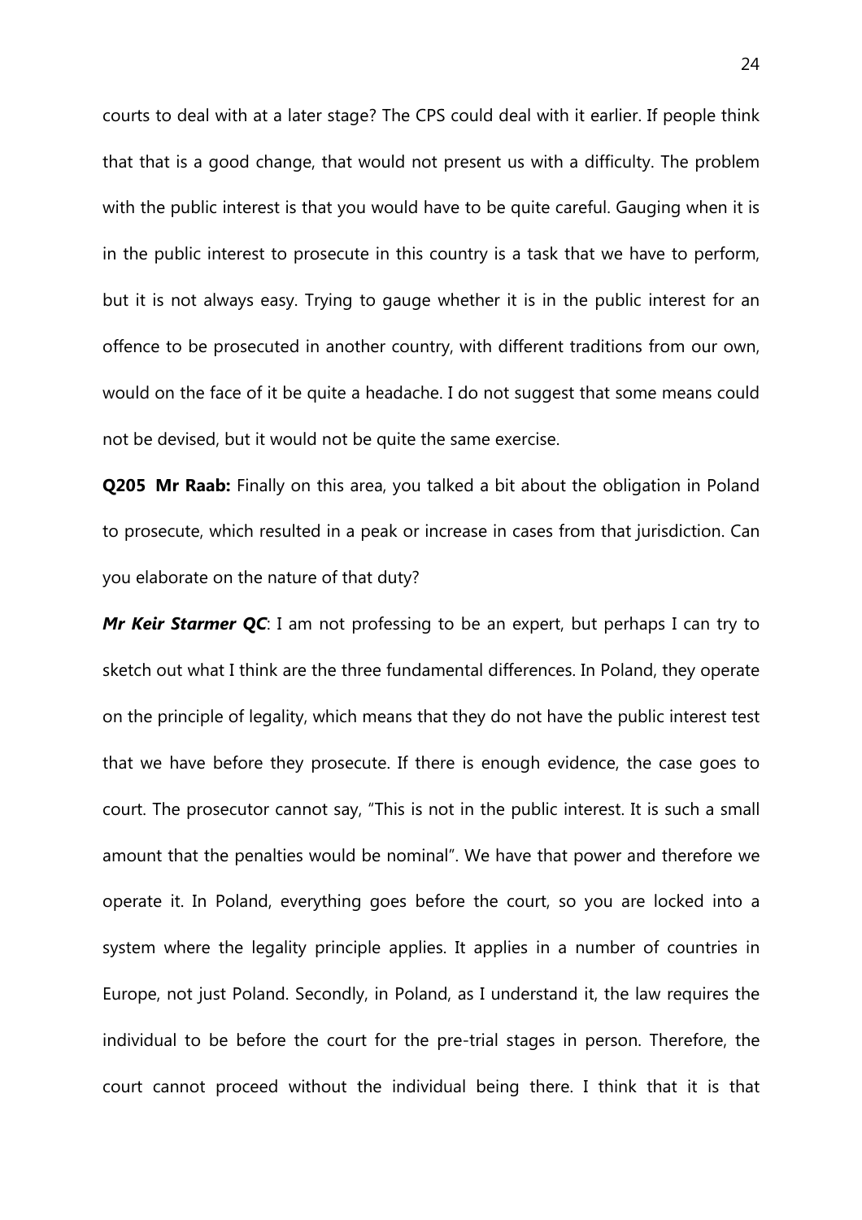courts to deal with at a later stage? The CPS could deal with it earlier. If people think that that is a good change, that would not present us with a difficulty. The problem with the public interest is that you would have to be quite careful. Gauging when it is in the public interest to prosecute in this country is a task that we have to perform, but it is not always easy. Trying to gauge whether it is in the public interest for an offence to be prosecuted in another country, with different traditions from our own, would on the face of it be quite a headache. I do not suggest that some means could not be devised, but it would not be quite the same exercise.

**Q205 Mr Raab:** Finally on this area, you talked a bit about the obligation in Poland to prosecute, which resulted in a peak or increase in cases from that jurisdiction. Can you elaborate on the nature of that duty?

***Mr Keir Starmer QC***: I am not professing to be an expert, but perhaps I can try to sketch out what I think are the three fundamental differences. In Poland, they operate on the principle of legality, which means that they do not have the public interest test that we have before they prosecute. If there is enough evidence, the case goes to court. The prosecutor cannot say, "This is not in the public interest. It is such a small amount that the penalties would be nominal". We have that power and therefore we operate it. In Poland, everything goes before the court, so you are locked into a system where the legality principle applies. It applies in a number of countries in Europe, not just Poland. Secondly, in Poland, as I understand it, the law requires the individual to be before the court for the pre-trial stages in person. Therefore, the court cannot proceed without the individual being there. I think that it is that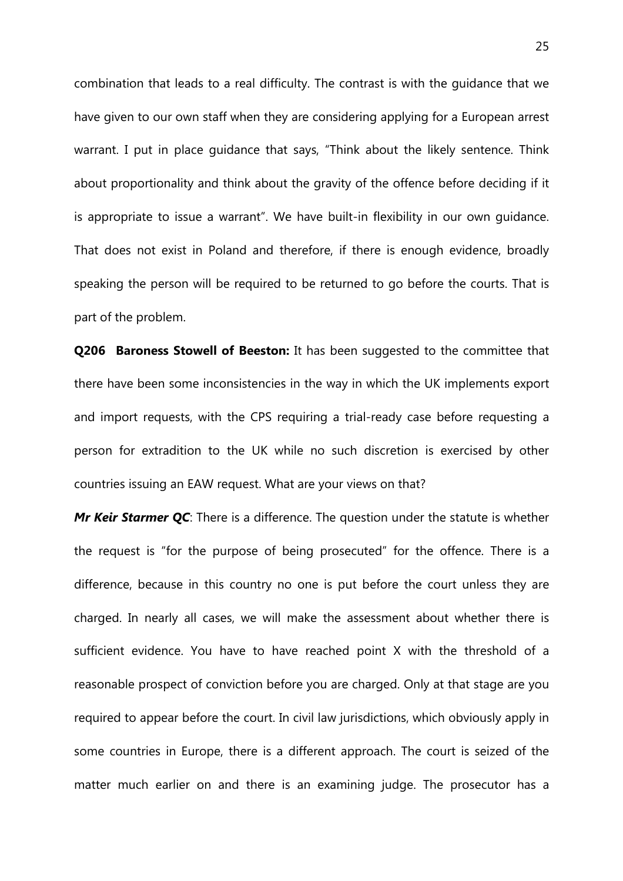combination that leads to a real difficulty. The contrast is with the guidance that we have given to our own staff when they are considering applying for a European arrest warrant. I put in place guidance that says, "Think about the likely sentence. Think about proportionality and think about the gravity of the offence before deciding if it is appropriate to issue a warrant". We have built-in flexibility in our own guidance. That does not exist in Poland and therefore, if there is enough evidence, broadly speaking the person will be required to be returned to go before the courts. That is part of the problem.

**Q206 Baroness Stowell of Beeston:** It has been suggested to the committee that there have been some inconsistencies in the way in which the UK implements export and import requests, with the CPS requiring a trial-ready case before requesting a person for extradition to the UK while no such discretion is exercised by other countries issuing an EAW request. What are your views on that?

***Mr Keir Starmer QC***: There is a difference. The question under the statute is whether the request is "for the purpose of being prosecuted" for the offence. There is a difference, because in this country no one is put before the court unless they are charged. In nearly all cases, we will make the assessment about whether there is sufficient evidence. You have to have reached point X with the threshold of a reasonable prospect of conviction before you are charged. Only at that stage are you required to appear before the court. In civil law jurisdictions, which obviously apply in some countries in Europe, there is a different approach. The court is seized of the matter much earlier on and there is an examining judge. The prosecutor has a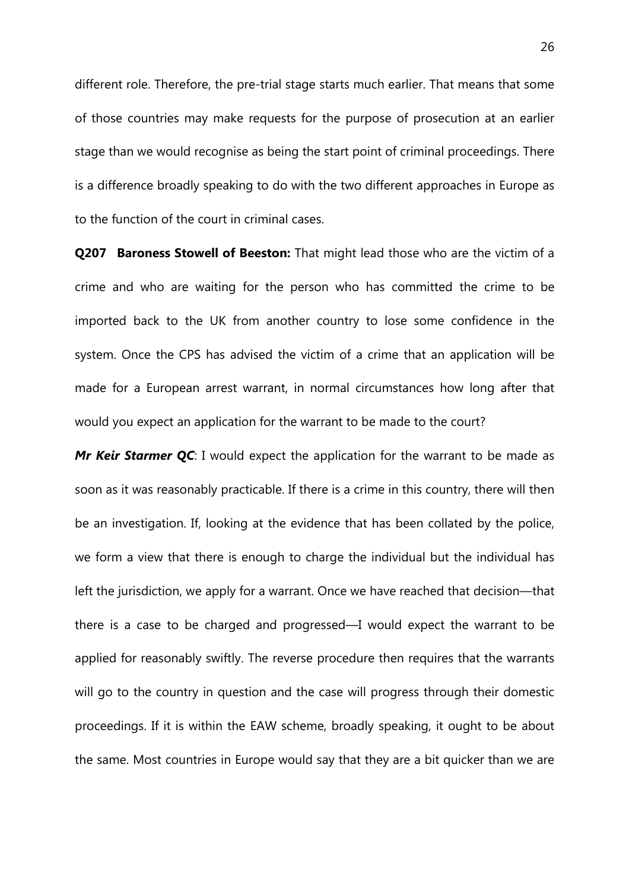different role. Therefore, the pre-trial stage starts much earlier. That means that some of those countries may make requests for the purpose of prosecution at an earlier stage than we would recognise as being the start point of criminal proceedings. There is a difference broadly speaking to do with the two different approaches in Europe as to the function of the court in criminal cases.

**Q207 Baroness Stowell of Beeston:** That might lead those who are the victim of a crime and who are waiting for the person who has committed the crime to be imported back to the UK from another country to lose some confidence in the system. Once the CPS has advised the victim of a crime that an application will be made for a European arrest warrant, in normal circumstances how long after that would you expect an application for the warrant to be made to the court?

***Mr Keir Starmer QC***: I would expect the application for the warrant to be made as soon as it was reasonably practicable. If there is a crime in this country, there will then be an investigation. If, looking at the evidence that has been collated by the police, we form a view that there is enough to charge the individual but the individual has left the jurisdiction, we apply for a warrant. Once we have reached that decision—that there is a case to be charged and progressed—I would expect the warrant to be applied for reasonably swiftly. The reverse procedure then requires that the warrants will go to the country in question and the case will progress through their domestic proceedings. If it is within the EAW scheme, broadly speaking, it ought to be about the same. Most countries in Europe would say that they are a bit quicker than we are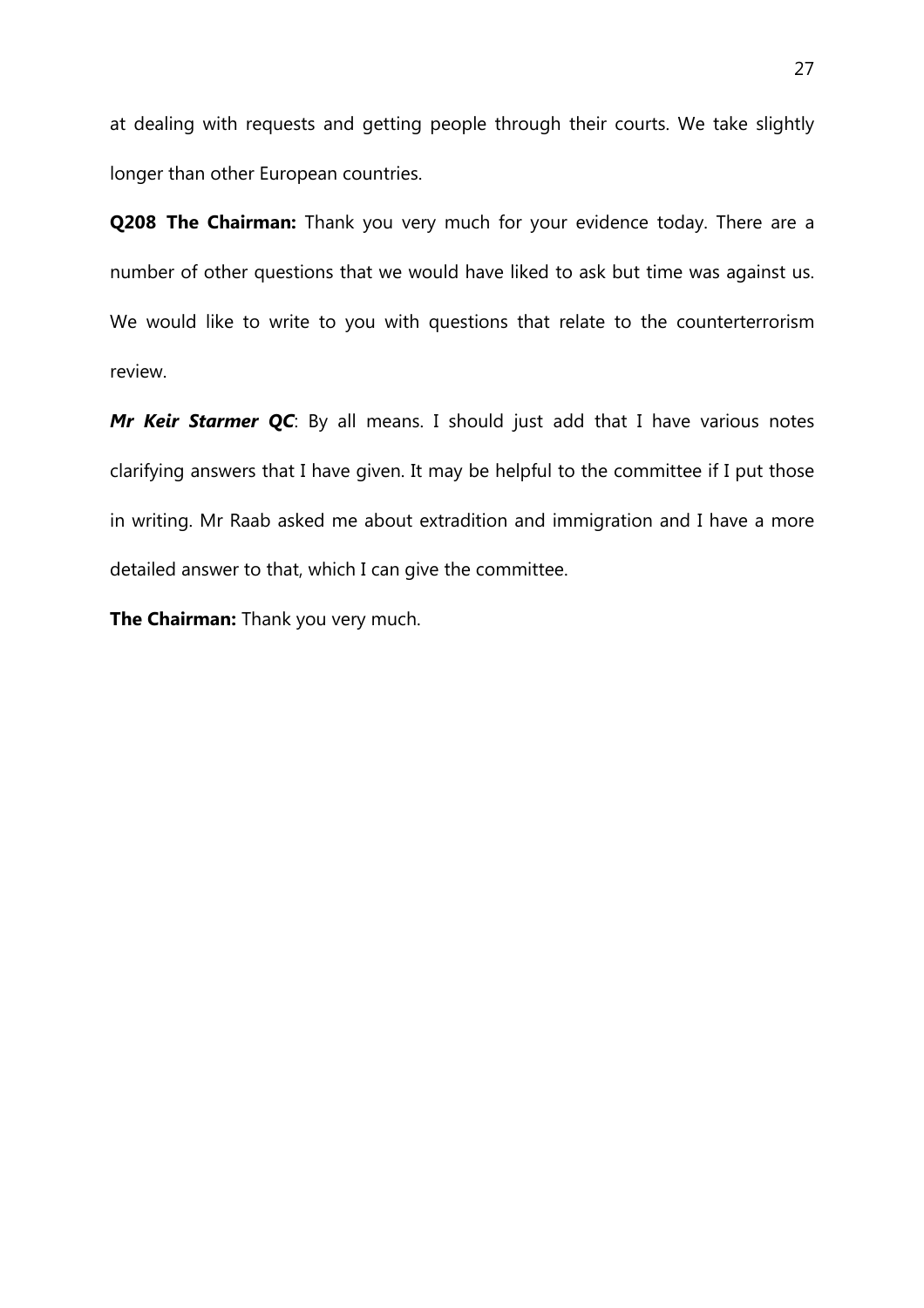at dealing with requests and getting people through their courts. We take slightly longer than other European countries.

**Q208 The Chairman:** Thank you very much for your evidence today. There are a number of other questions that we would have liked to ask but time was against us. We would like to write to you with questions that relate to the counterterrorism review.

***Mr Keir Starmer QC***: By all means. I should just add that I have various notes clarifying answers that I have given. It may be helpful to the committee if I put those in writing. Mr Raab asked me about extradition and immigration and I have a more detailed answer to that, which I can give the committee.

**The Chairman:** Thank you very much.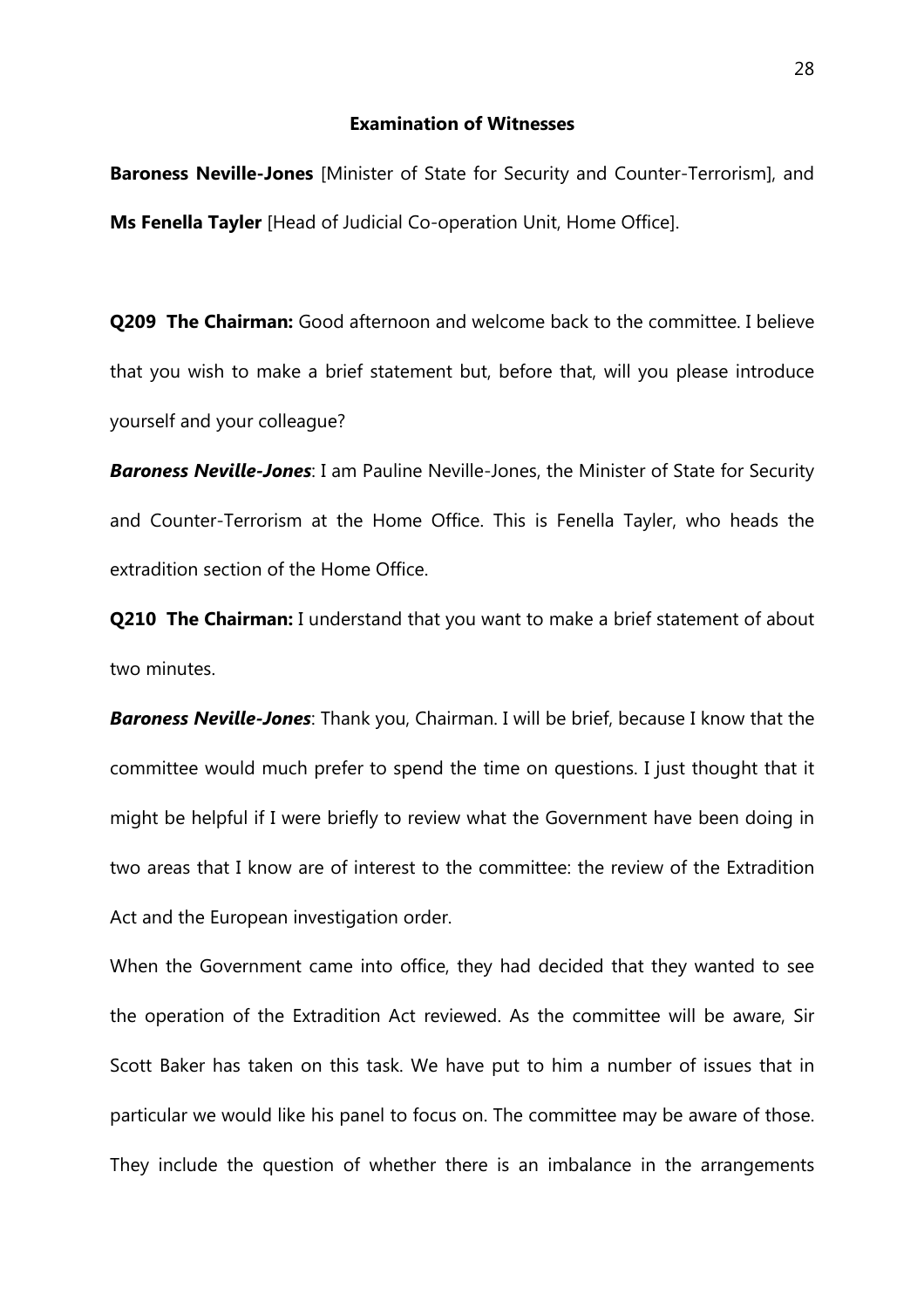**Examination of Witnesses**

**Baroness Neville-Jones** [Minister of State for Security and Counter-Terrorism], and **Ms Fenella Tayler** [Head of Judicial Co-operation Unit, Home Office].

**Q209 The Chairman:** Good afternoon and welcome back to the committee. I believe that you wish to make a brief statement but, before that, will you please introduce yourself and your colleague?

***Baroness Neville-Jones***: I am Pauline Neville-Jones, the Minister of State for Security and Counter-Terrorism at the Home Office. This is Fenella Tayler, who heads the extradition section of the Home Office.

**Q210 The Chairman:** I understand that you want to make a brief statement of about two minutes.

***Baroness Neville-Jones***: Thank you, Chairman. I will be brief, because I know that the committee would much prefer to spend the time on questions. I just thought that it might be helpful if I were briefly to review what the Government have been doing in two areas that I know are of interest to the committee: the review of the Extradition Act and the European investigation order.

When the Government came into office, they had decided that they wanted to see the operation of the Extradition Act reviewed. As the committee will be aware, Sir Scott Baker has taken on this task. We have put to him a number of issues that in particular we would like his panel to focus on. The committee may be aware of those. They include the question of whether there is an imbalance in the arrangements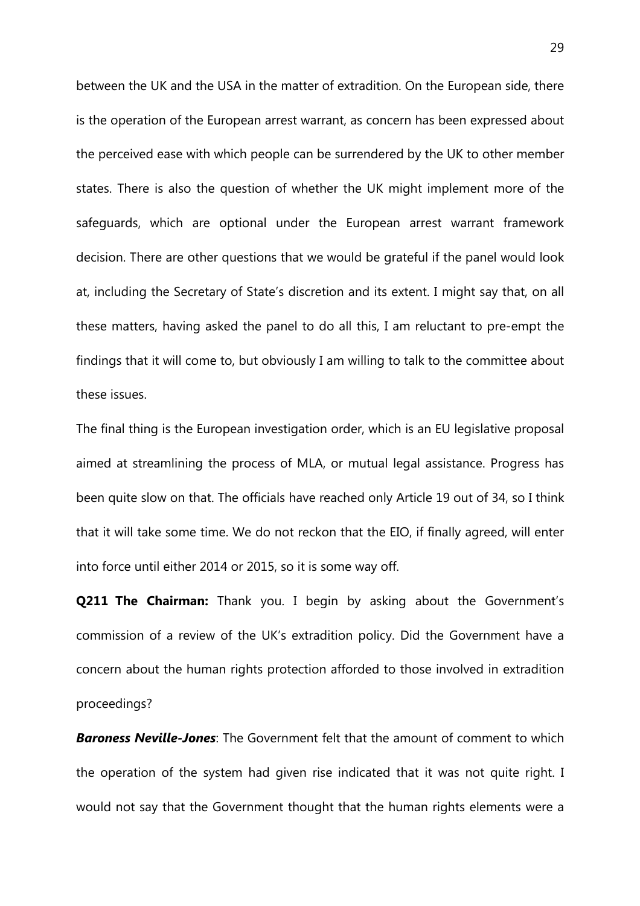between the UK and the USA in the matter of extradition. On the European side, there is the operation of the European arrest warrant, as concern has been expressed about the perceived ease with which people can be surrendered by the UK to other member states. There is also the question of whether the UK might implement more of the safeguards, which are optional under the European arrest warrant framework decision. There are other questions that we would be grateful if the panel would look at, including the Secretary of State's discretion and its extent. I might say that, on all these matters, having asked the panel to do all this, I am reluctant to pre-empt the findings that it will come to, but obviously I am willing to talk to the committee about these issues.

The final thing is the European investigation order, which is an EU legislative proposal aimed at streamlining the process of MLA, or mutual legal assistance. Progress has been quite slow on that. The officials have reached only Article 19 out of 34, so I think that it will take some time. We do not reckon that the EIO, if finally agreed, will enter into force until either 2014 or 2015, so it is some way off.

**Q211 The Chairman:** Thank you. I begin by asking about the Government's commission of a review of the UK's extradition policy. Did the Government have a concern about the human rights protection afforded to those involved in extradition proceedings?

***Baroness Neville-Jones***: The Government felt that the amount of comment to which the operation of the system had given rise indicated that it was not quite right. I would not say that the Government thought that the human rights elements were a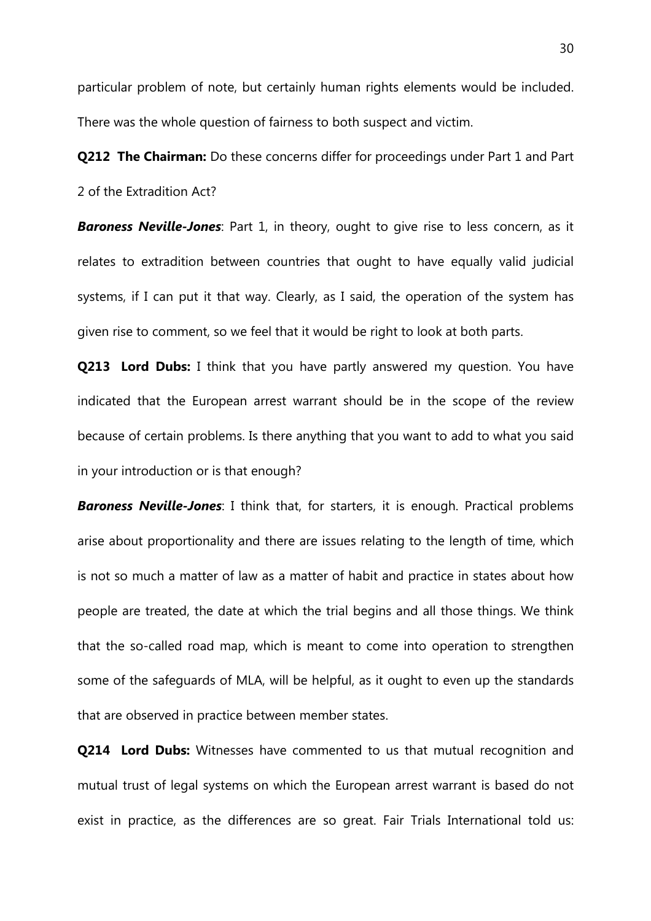particular problem of note, but certainly human rights elements would be included. There was the whole question of fairness to both suspect and victim.

**Q212 The Chairman:** Do these concerns differ for proceedings under Part 1 and Part 2 of the Extradition Act?

***Baroness Neville-Jones***: Part 1, in theory, ought to give rise to less concern, as it relates to extradition between countries that ought to have equally valid judicial systems, if I can put it that way. Clearly, as I said, the operation of the system has given rise to comment, so we feel that it would be right to look at both parts.

**Q213 Lord Dubs:** I think that you have partly answered my question. You have indicated that the European arrest warrant should be in the scope of the review because of certain problems. Is there anything that you want to add to what you said in your introduction or is that enough?

***Baroness Neville-Jones***: I think that, for starters, it is enough. Practical problems arise about proportionality and there are issues relating to the length of time, which is not so much a matter of law as a matter of habit and practice in states about how people are treated, the date at which the trial begins and all those things. We think that the so-called road map, which is meant to come into operation to strengthen some of the safeguards of MLA, will be helpful, as it ought to even up the standards that are observed in practice between member states.

**Q214 Lord Dubs:** Witnesses have commented to us that mutual recognition and mutual trust of legal systems on which the European arrest warrant is based do not exist in practice, as the differences are so great. Fair Trials International told us: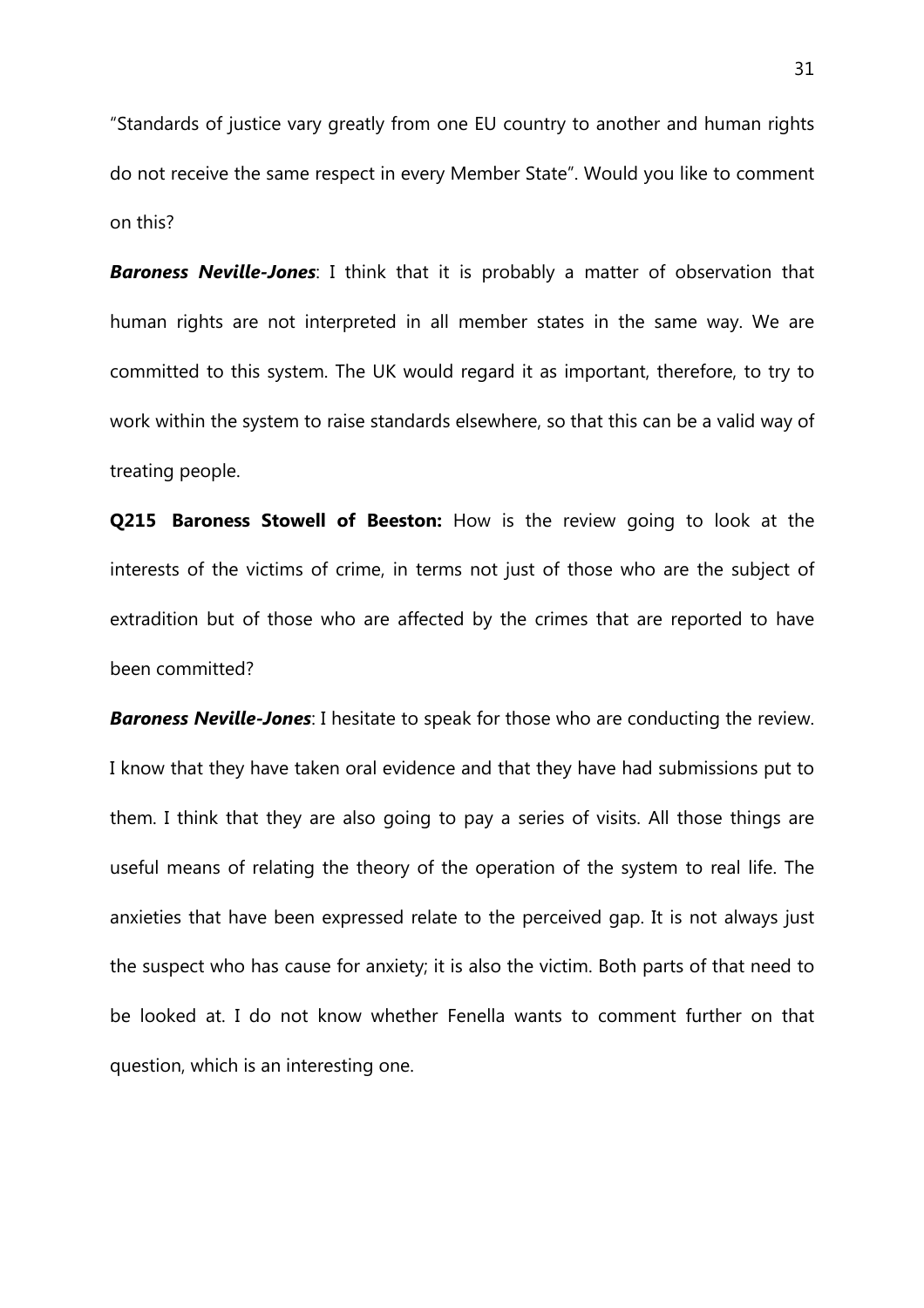"Standards of justice vary greatly from one EU country to another and human rights do not receive the same respect in every Member State". Would you like to comment on this?

***Baroness Neville-Jones***: I think that it is probably a matter of observation that human rights are not interpreted in all member states in the same way. We are committed to this system. The UK would regard it as important, therefore, to try to work within the system to raise standards elsewhere, so that this can be a valid way of treating people.

**Q215 Baroness Stowell of Beeston:** How is the review going to look at the interests of the victims of crime, in terms not just of those who are the subject of extradition but of those who are affected by the crimes that are reported to have been committed?

***Baroness Neville-Jones***: I hesitate to speak for those who are conducting the review. I know that they have taken oral evidence and that they have had submissions put to them. I think that they are also going to pay a series of visits. All those things are useful means of relating the theory of the operation of the system to real life. The anxieties that have been expressed relate to the perceived gap. It is not always just the suspect who has cause for anxiety; it is also the victim. Both parts of that need to be looked at. I do not know whether Fenella wants to comment further on that question, which is an interesting one.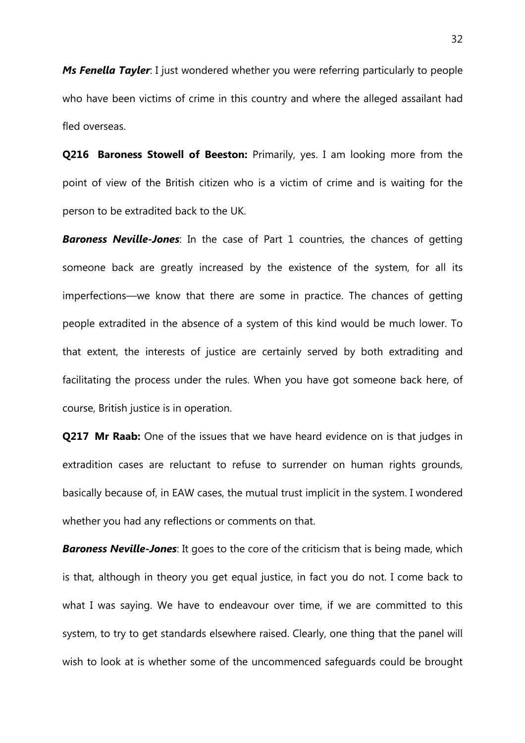***Ms Fenella Tayler***: I just wondered whether you were referring particularly to people who have been victims of crime in this country and where the alleged assailant had fled overseas.

**Q216 Baroness Stowell of Beeston:** Primarily, yes. I am looking more from the point of view of the British citizen who is a victim of crime and is waiting for the person to be extradited back to the UK.

***Baroness Neville-Jones***: In the case of Part 1 countries, the chances of getting someone back are greatly increased by the existence of the system, for all its imperfections—we know that there are some in practice. The chances of getting people extradited in the absence of a system of this kind would be much lower. To that extent, the interests of justice are certainly served by both extraditing and facilitating the process under the rules. When you have got someone back here, of course, British justice is in operation.

**Q217 Mr Raab:** One of the issues that we have heard evidence on is that judges in extradition cases are reluctant to refuse to surrender on human rights grounds, basically because of, in EAW cases, the mutual trust implicit in the system. I wondered whether you had any reflections or comments on that.

***Baroness Neville-Jones***: It goes to the core of the criticism that is being made, which is that, although in theory you get equal justice, in fact you do not. I come back to what I was saying. We have to endeavour over time, if we are committed to this system, to try to get standards elsewhere raised. Clearly, one thing that the panel will wish to look at is whether some of the uncommenced safeguards could be brought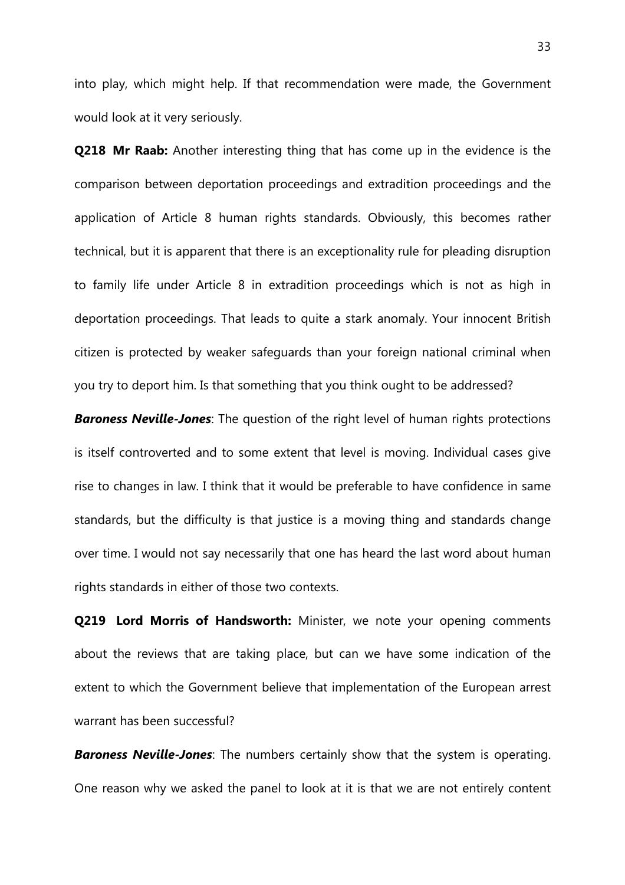into play, which might help. If that recommendation were made, the Government would look at it very seriously.

**Q218 Mr Raab:** Another interesting thing that has come up in the evidence is the comparison between deportation proceedings and extradition proceedings and the application of Article 8 human rights standards. Obviously, this becomes rather technical, but it is apparent that there is an exceptionality rule for pleading disruption to family life under Article 8 in extradition proceedings which is not as high in deportation proceedings. That leads to quite a stark anomaly. Your innocent British citizen is protected by weaker safeguards than your foreign national criminal when you try to deport him. Is that something that you think ought to be addressed?

***Baroness Neville-Jones***: The question of the right level of human rights protections is itself controverted and to some extent that level is moving. Individual cases give rise to changes in law. I think that it would be preferable to have confidence in same standards, but the difficulty is that justice is a moving thing and standards change over time. I would not say necessarily that one has heard the last word about human rights standards in either of those two contexts.

**Q219 Lord Morris of Handsworth:** Minister, we note your opening comments about the reviews that are taking place, but can we have some indication of the extent to which the Government believe that implementation of the European arrest warrant has been successful?

***Baroness Neville-Jones***: The numbers certainly show that the system is operating. One reason why we asked the panel to look at it is that we are not entirely content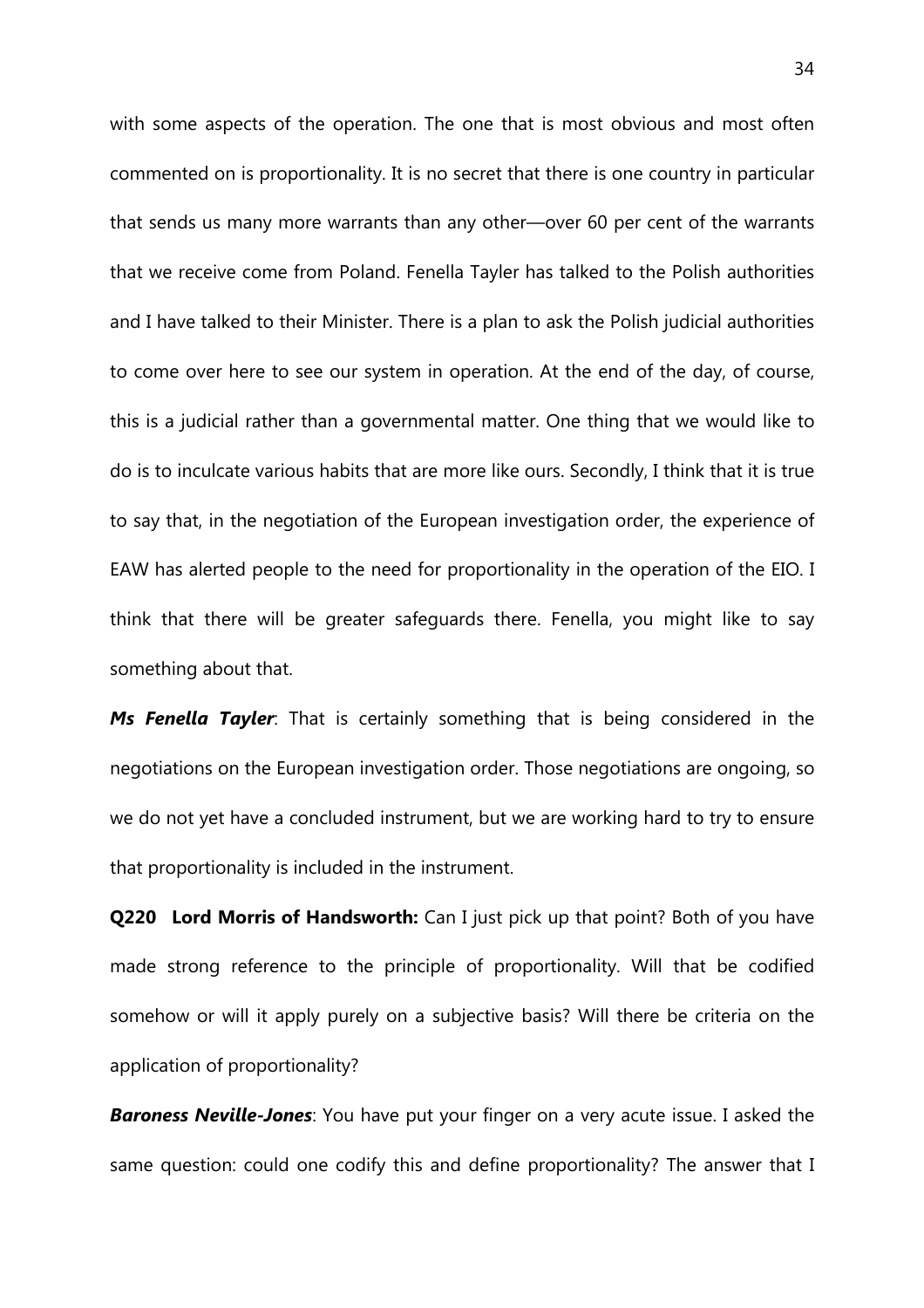with some aspects of the operation. The one that is most obvious and most often commented on is proportionality. It is no secret that there is one country in particular that sends us many more warrants than any other—over 60 per cent of the warrants that we receive come from Poland. Fenella Tayler has talked to the Polish authorities and I have talked to their Minister. There is a plan to ask the Polish judicial authorities to come over here to see our system in operation. At the end of the day, of course, this is a judicial rather than a governmental matter. One thing that we would like to do is to inculcate various habits that are more like ours. Secondly, I think that it is true to say that, in the negotiation of the European investigation order, the experience of EAW has alerted people to the need for proportionality in the operation of the EIO. I think that there will be greater safeguards there. Fenella, you might like to say something about that.

***Ms Fenella Tayler***: That is certainly something that is being considered in the negotiations on the European investigation order. Those negotiations are ongoing, so we do not yet have a concluded instrument, but we are working hard to try to ensure that proportionality is included in the instrument.

**Q220 Lord Morris of Handsworth:** Can I just pick up that point? Both of you have made strong reference to the principle of proportionality. Will that be codified somehow or will it apply purely on a subjective basis? Will there be criteria on the application of proportionality?

***Baroness Neville-Jones***: You have put your finger on a very acute issue. I asked the same question: could one codify this and define proportionality? The answer that I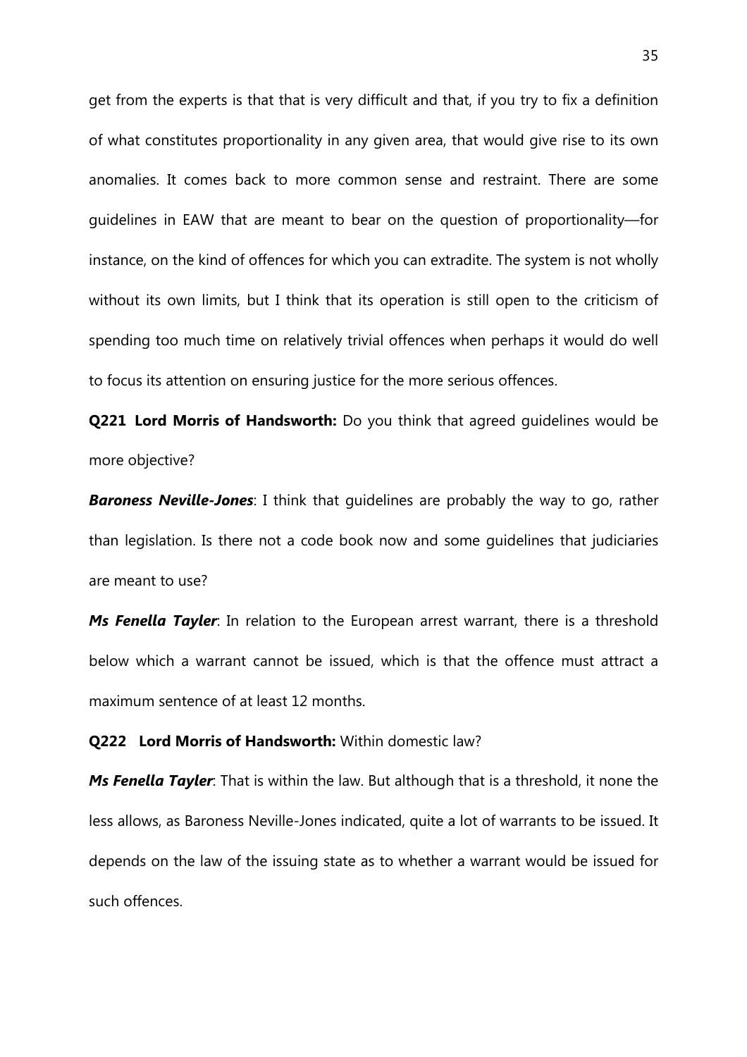get from the experts is that that is very difficult and that, if you try to fix a definition of what constitutes proportionality in any given area, that would give rise to its own anomalies. It comes back to more common sense and restraint. There are some guidelines in EAW that are meant to bear on the question of proportionality—for instance, on the kind of offences for which you can extradite. The system is not wholly without its own limits, but I think that its operation is still open to the criticism of spending too much time on relatively trivial offences when perhaps it would do well to focus its attention on ensuring justice for the more serious offences.

**Q221 Lord Morris of Handsworth:** Do you think that agreed guidelines would be more objective?

***Baroness Neville-Jones***: I think that guidelines are probably the way to go, rather than legislation. Is there not a code book now and some guidelines that judiciaries are meant to use?

***Ms Fenella Tayler***: In relation to the European arrest warrant, there is a threshold below which a warrant cannot be issued, which is that the offence must attract a maximum sentence of at least 12 months.

**Q222 Lord Morris of Handsworth:** Within domestic law?

***Ms Fenella Tayler***: That is within the law. But although that is a threshold, it none the less allows, as Baroness Neville-Jones indicated, quite a lot of warrants to be issued. It depends on the law of the issuing state as to whether a warrant would be issued for such offences.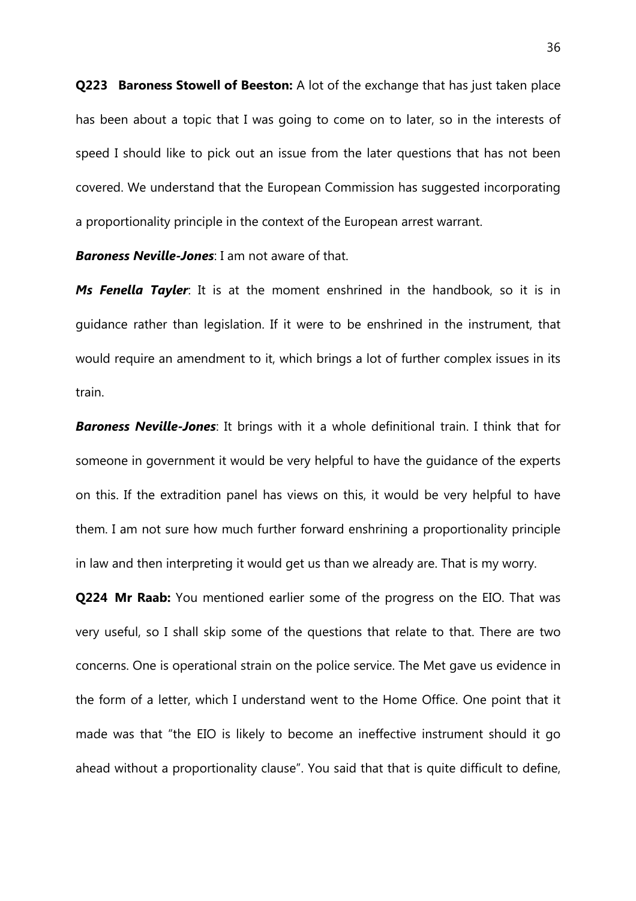**Q223 Baroness Stowell of Beeston:** A lot of the exchange that has just taken place has been about a topic that I was going to come on to later, so in the interests of speed I should like to pick out an issue from the later questions that has not been covered. We understand that the European Commission has suggested incorporating a proportionality principle in the context of the European arrest warrant.

***Baroness Neville-Jones***: I am not aware of that.

***Ms Fenella Tayler***: It is at the moment enshrined in the handbook, so it is in guidance rather than legislation. If it were to be enshrined in the instrument, that would require an amendment to it, which brings a lot of further complex issues in its train.

***Baroness Neville-Jones***: It brings with it a whole definitional train. I think that for someone in government it would be very helpful to have the guidance of the experts on this. If the extradition panel has views on this, it would be very helpful to have them. I am not sure how much further forward enshrining a proportionality principle in law and then interpreting it would get us than we already are. That is my worry.

**Q224 Mr Raab:** You mentioned earlier some of the progress on the EIO. That was very useful, so I shall skip some of the questions that relate to that. There are two concerns. One is operational strain on the police service. The Met gave us evidence in the form of a letter, which I understand went to the Home Office. One point that it made was that "the EIO is likely to become an ineffective instrument should it go ahead without a proportionality clause". You said that that is quite difficult to define,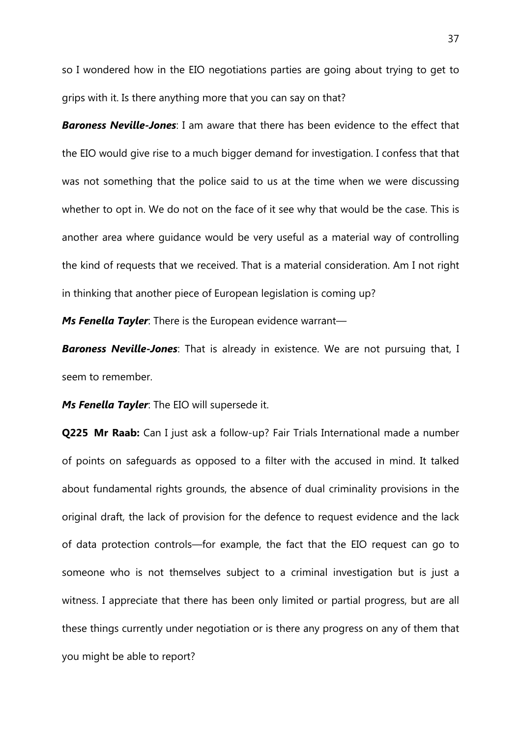so I wondered how in the EIO negotiations parties are going about trying to get to grips with it. Is there anything more that you can say on that?

***Baroness Neville-Jones***: I am aware that there has been evidence to the effect that the EIO would give rise to a much bigger demand for investigation. I confess that that was not something that the police said to us at the time when we were discussing whether to opt in. We do not on the face of it see why that would be the case. This is another area where guidance would be very useful as a material way of controlling the kind of requests that we received. That is a material consideration. Am I not right in thinking that another piece of European legislation is coming up?

***Ms Fenella Tayler***: There is the European evidence warrant—

***Baroness Neville-Jones***: That is already in existence. We are not pursuing that, I seem to remember.

***Ms Fenella Tayler***: The EIO will supersede it.

**Q225 Mr Raab:** Can I just ask a follow-up? Fair Trials International made a number of points on safeguards as opposed to a filter with the accused in mind. It talked about fundamental rights grounds, the absence of dual criminality provisions in the original draft, the lack of provision for the defence to request evidence and the lack of data protection controls—for example, the fact that the EIO request can go to someone who is not themselves subject to a criminal investigation but is just a witness. I appreciate that there has been only limited or partial progress, but are all these things currently under negotiation or is there any progress on any of them that you might be able to report?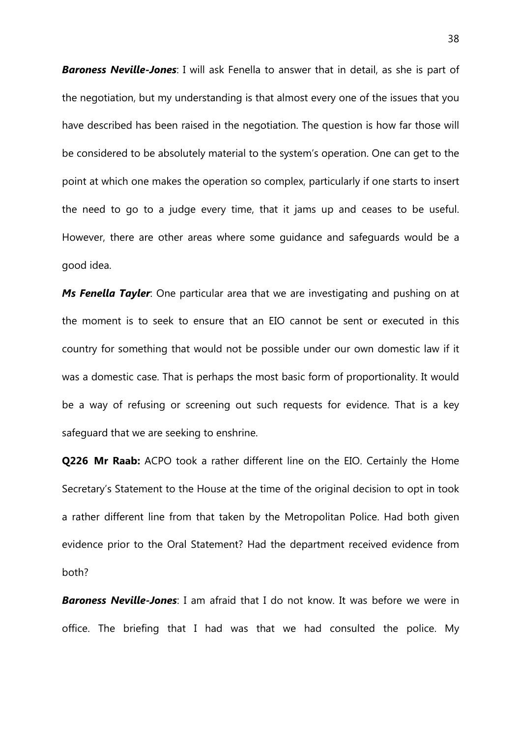***Baroness Neville-Jones***: I will ask Fenella to answer that in detail, as she is part of the negotiation, but my understanding is that almost every one of the issues that you have described has been raised in the negotiation. The question is how far those will be considered to be absolutely material to the system's operation. One can get to the point at which one makes the operation so complex, particularly if one starts to insert the need to go to a judge every time, that it jams up and ceases to be useful. However, there are other areas where some guidance and safeguards would be a good idea.

***Ms Fenella Tayler***: One particular area that we are investigating and pushing on at the moment is to seek to ensure that an EIO cannot be sent or executed in this country for something that would not be possible under our own domestic law if it was a domestic case. That is perhaps the most basic form of proportionality. It would be a way of refusing or screening out such requests for evidence. That is a key safeguard that we are seeking to enshrine.

**Q226 Mr Raab:** ACPO took a rather different line on the EIO. Certainly the Home Secretary's Statement to the House at the time of the original decision to opt in took a rather different line from that taken by the Metropolitan Police. Had both given evidence prior to the Oral Statement? Had the department received evidence from both?

***Baroness Neville-Jones***: I am afraid that I do not know. It was before we were in office. The briefing that I had was that we had consulted the police. My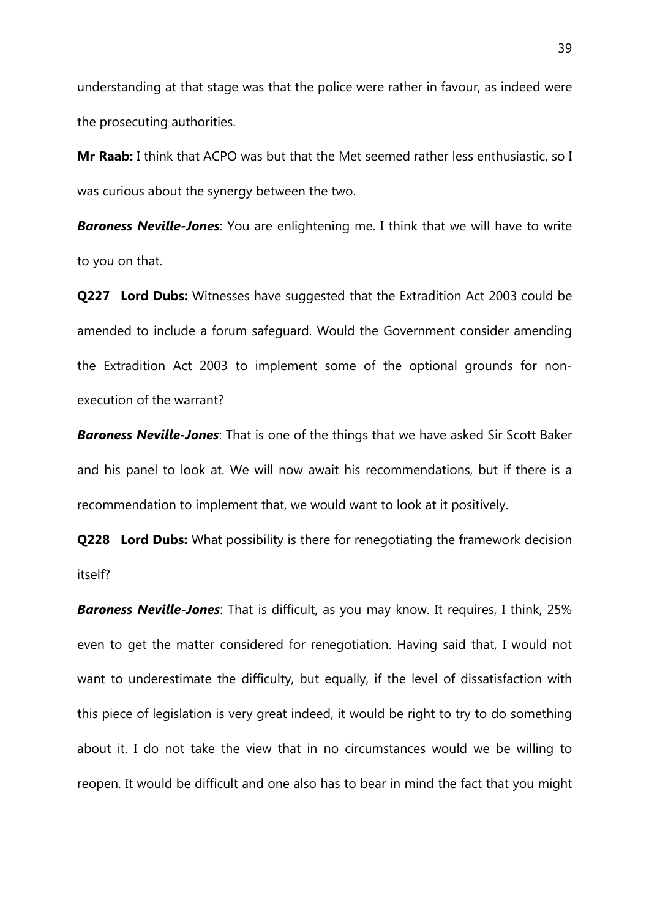understanding at that stage was that the police were rather in favour, as indeed were the prosecuting authorities.

**Mr Raab:** I think that ACPO was but that the Met seemed rather less enthusiastic, so I was curious about the synergy between the two.

***Baroness Neville-Jones***: You are enlightening me. I think that we will have to write to you on that.

**Q227 Lord Dubs:** Witnesses have suggested that the Extradition Act 2003 could be amended to include a forum safeguard. Would the Government consider amending the Extradition Act 2003 to implement some of the optional grounds for non-execution of the warrant?

***Baroness Neville-Jones***: That is one of the things that we have asked Sir Scott Baker and his panel to look at. We will now await his recommendations, but if there is a recommendation to implement that, we would want to look at it positively.

**Q228 Lord Dubs:** What possibility is there for renegotiating the framework decision itself?

***Baroness Neville-Jones***: That is difficult, as you may know. It requires, I think, 25% even to get the matter considered for renegotiation. Having said that, I would not want to underestimate the difficulty, but equally, if the level of dissatisfaction with this piece of legislation is very great indeed, it would be right to try to do something about it. I do not take the view that in no circumstances would we be willing to reopen. It would be difficult and one also has to bear in mind the fact that you might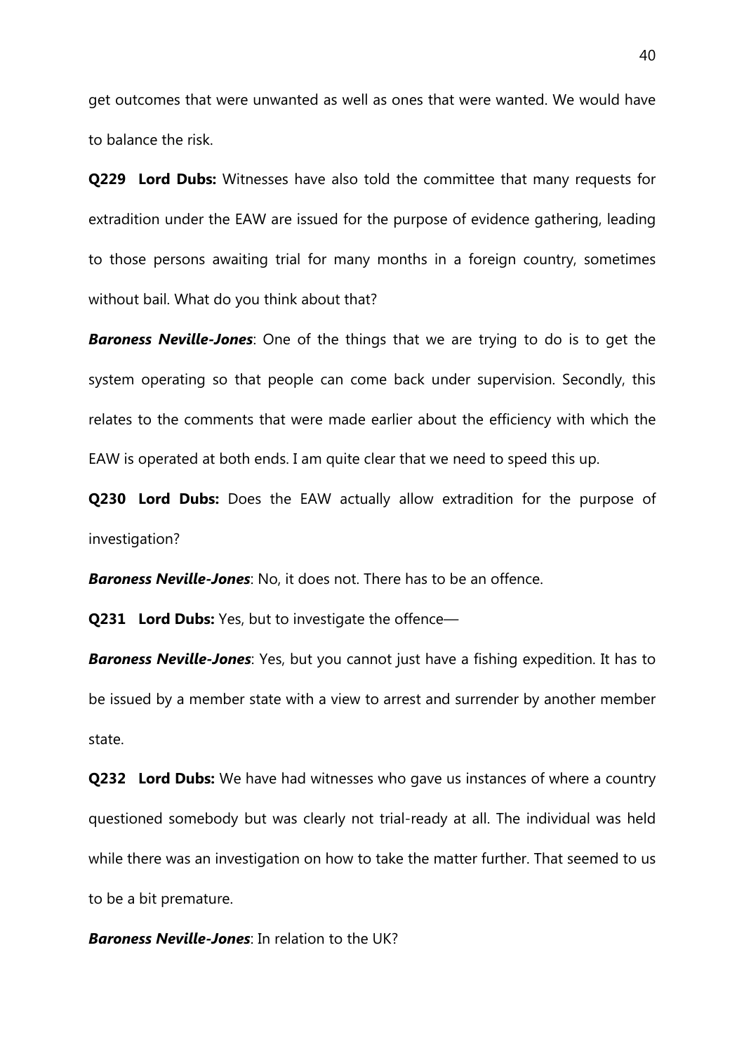get outcomes that were unwanted as well as ones that were wanted. We would have to balance the risk.

**Q229 Lord Dubs:** Witnesses have also told the committee that many requests for extradition under the EAW are issued for the purpose of evidence gathering, leading to those persons awaiting trial for many months in a foreign country, sometimes without bail. What do you think about that?

***Baroness Neville-Jones***: One of the things that we are trying to do is to get the system operating so that people can come back under supervision. Secondly, this relates to the comments that were made earlier about the efficiency with which the EAW is operated at both ends. I am quite clear that we need to speed this up.

**Q230 Lord Dubs:** Does the EAW actually allow extradition for the purpose of investigation?

***Baroness Neville-Jones***: No, it does not. There has to be an offence.

**Q231 Lord Dubs:** Yes, but to investigate the offence—

***Baroness Neville-Jones***: Yes, but you cannot just have a fishing expedition. It has to be issued by a member state with a view to arrest and surrender by another member state.

**Q232 Lord Dubs:** We have had witnesses who gave us instances of where a country questioned somebody but was clearly not trial-ready at all. The individual was held while there was an investigation on how to take the matter further. That seemed to us to be a bit premature.

***Baroness Neville-Jones***: In relation to the UK?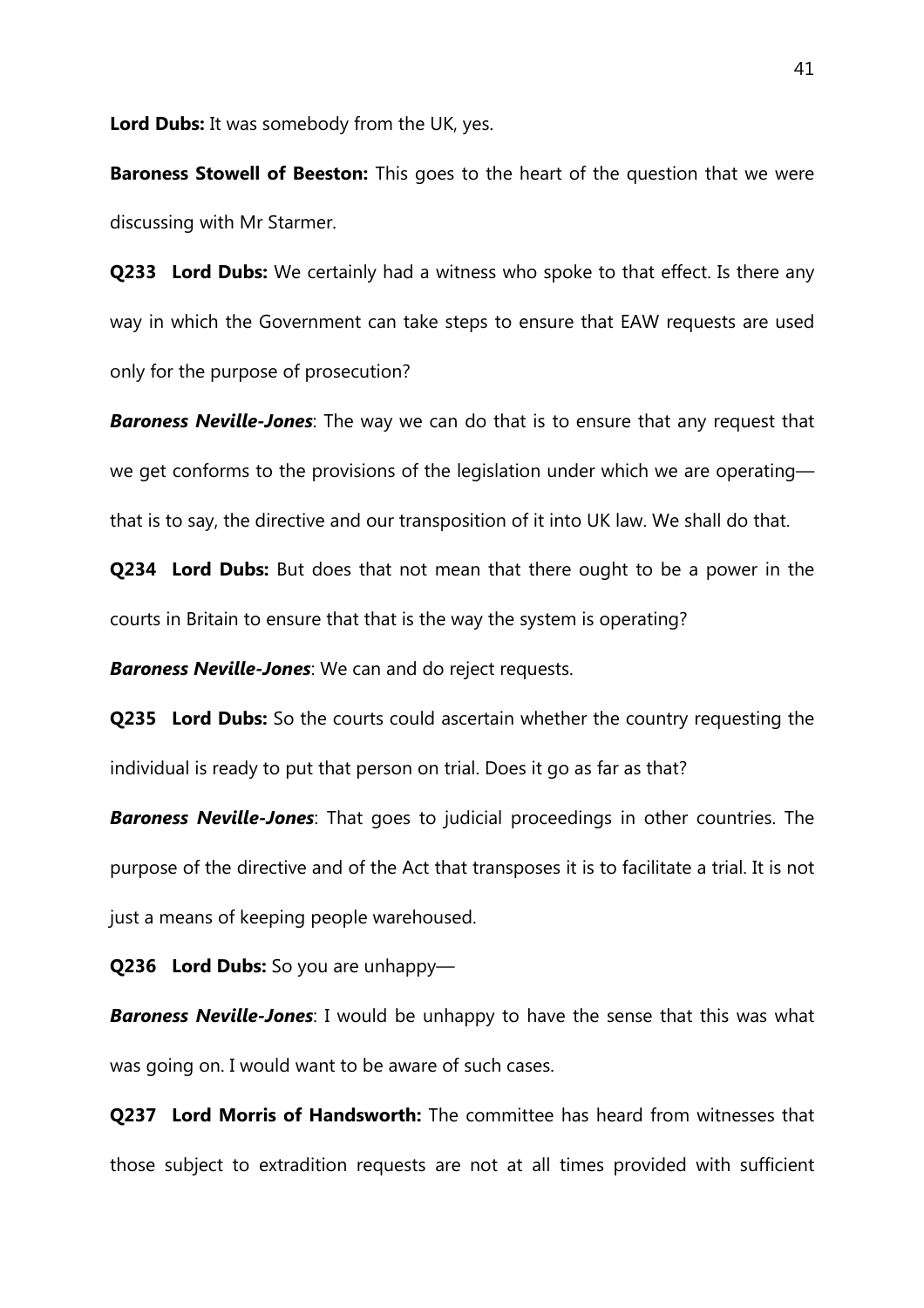**Lord Dubs:** It was somebody from the UK, yes.

**Baroness Stowell of Beeston:** This goes to the heart of the question that we were discussing with Mr Starmer.

**Q233 Lord Dubs:** We certainly had a witness who spoke to that effect. Is there any way in which the Government can take steps to ensure that EAW requests are used only for the purpose of prosecution?

***Baroness Neville-Jones***: The way we can do that is to ensure that any request that we get conforms to the provisions of the legislation under which we are operating—that is to say, the directive and our transposition of it into UK law. We shall do that.

**Q234 Lord Dubs:** But does that not mean that there ought to be a power in the courts in Britain to ensure that that is the way the system is operating?

***Baroness Neville-Jones***: We can and do reject requests.

**Q235 Lord Dubs:** So the courts could ascertain whether the country requesting the individual is ready to put that person on trial. Does it go as far as that?

***Baroness Neville-Jones***: That goes to judicial proceedings in other countries. The purpose of the directive and of the Act that transposes it is to facilitate a trial. It is not just a means of keeping people warehoused.

**Q236 Lord Dubs:** So you are unhappy—

***Baroness Neville-Jones***: I would be unhappy to have the sense that this was what was going on. I would want to be aware of such cases.

**Q237 Lord Morris of Handsworth:** The committee has heard from witnesses that those subject to extradition requests are not at all times provided with sufficient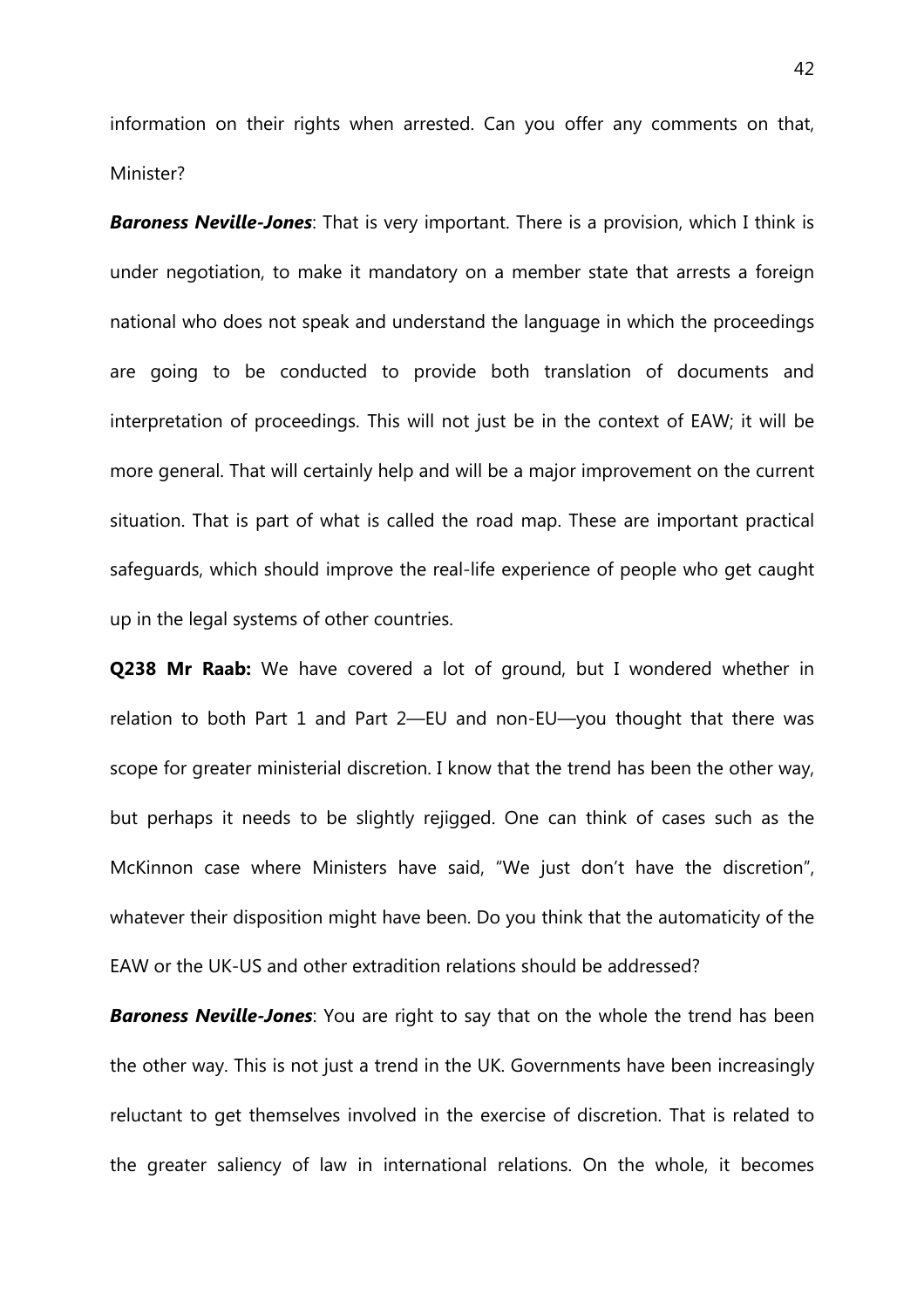information on their rights when arrested. Can you offer any comments on that, Minister?

***Baroness Neville-Jones***: That is very important. There is a provision, which I think is under negotiation, to make it mandatory on a member state that arrests a foreign national who does not speak and understand the language in which the proceedings are going to be conducted to provide both translation of documents and interpretation of proceedings. This will not just be in the context of EAW; it will be more general. That will certainly help and will be a major improvement on the current situation. That is part of what is called the road map. These are important practical safeguards, which should improve the real-life experience of people who get caught up in the legal systems of other countries.

**Q238 Mr Raab:** We have covered a lot of ground, but I wondered whether in relation to both Part 1 and Part 2—EU and non-EU—you thought that there was scope for greater ministerial discretion. I know that the trend has been the other way, but perhaps it needs to be slightly rejigged. One can think of cases such as the McKinnon case where Ministers have said, "We just don't have the discretion", whatever their disposition might have been. Do you think that the automaticity of the EAW or the UK-US and other extradition relations should be addressed?

***Baroness Neville-Jones***: You are right to say that on the whole the trend has been the other way. This is not just a trend in the UK. Governments have been increasingly reluctant to get themselves involved in the exercise of discretion. That is related to the greater saliency of law in international relations. On the whole, it becomes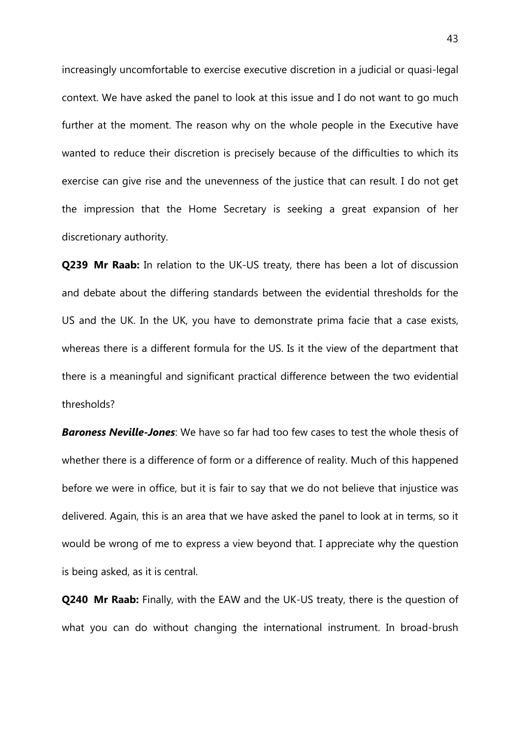increasingly uncomfortable to exercise executive discretion in a judicial or quasi-legal context. We have asked the panel to look at this issue and I do not want to go much further at the moment. The reason why on the whole people in the Executive have wanted to reduce their discretion is precisely because of the difficulties to which its exercise can give rise and the unevenness of the justice that can result. I do not get the impression that the Home Secretary is seeking a great expansion of her discretionary authority.

**Q239 Mr Raab:** In relation to the UK-US treaty, there has been a lot of discussion and debate about the differing standards between the evidential thresholds for the US and the UK. In the UK, you have to demonstrate prima facie that a case exists, whereas there is a different formula for the US. Is it the view of the department that there is a meaningful and significant practical difference between the two evidential thresholds?

***Baroness Neville-Jones***: We have so far had too few cases to test the whole thesis of whether there is a difference of form or a difference of reality. Much of this happened before we were in office, but it is fair to say that we do not believe that injustice was delivered. Again, this is an area that we have asked the panel to look at in terms, so it would be wrong of me to express a view beyond that. I appreciate why the question is being asked, as it is central.

**Q240 Mr Raab:** Finally, with the EAW and the UK-US treaty, there is the question of what you can do without changing the international instrument. In broad-brush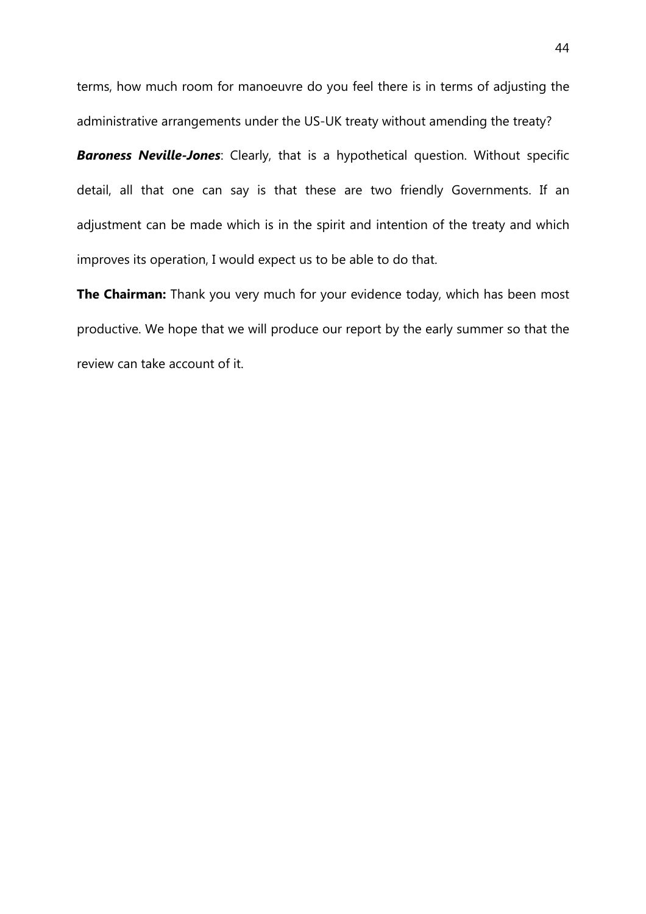terms, how much room for manoeuvre do you feel there is in terms of adjusting the administrative arrangements under the US-UK treaty without amending the treaty?

***Baroness Neville-Jones***: Clearly, that is a hypothetical question. Without specific detail, all that one can say is that these are two friendly Governments. If an adjustment can be made which is in the spirit and intention of the treaty and which improves its operation, I would expect us to be able to do that.

**The Chairman:** Thank you very much for your evidence today, which has been most productive. We hope that we will produce our report by the early summer so that the review can take account of it.